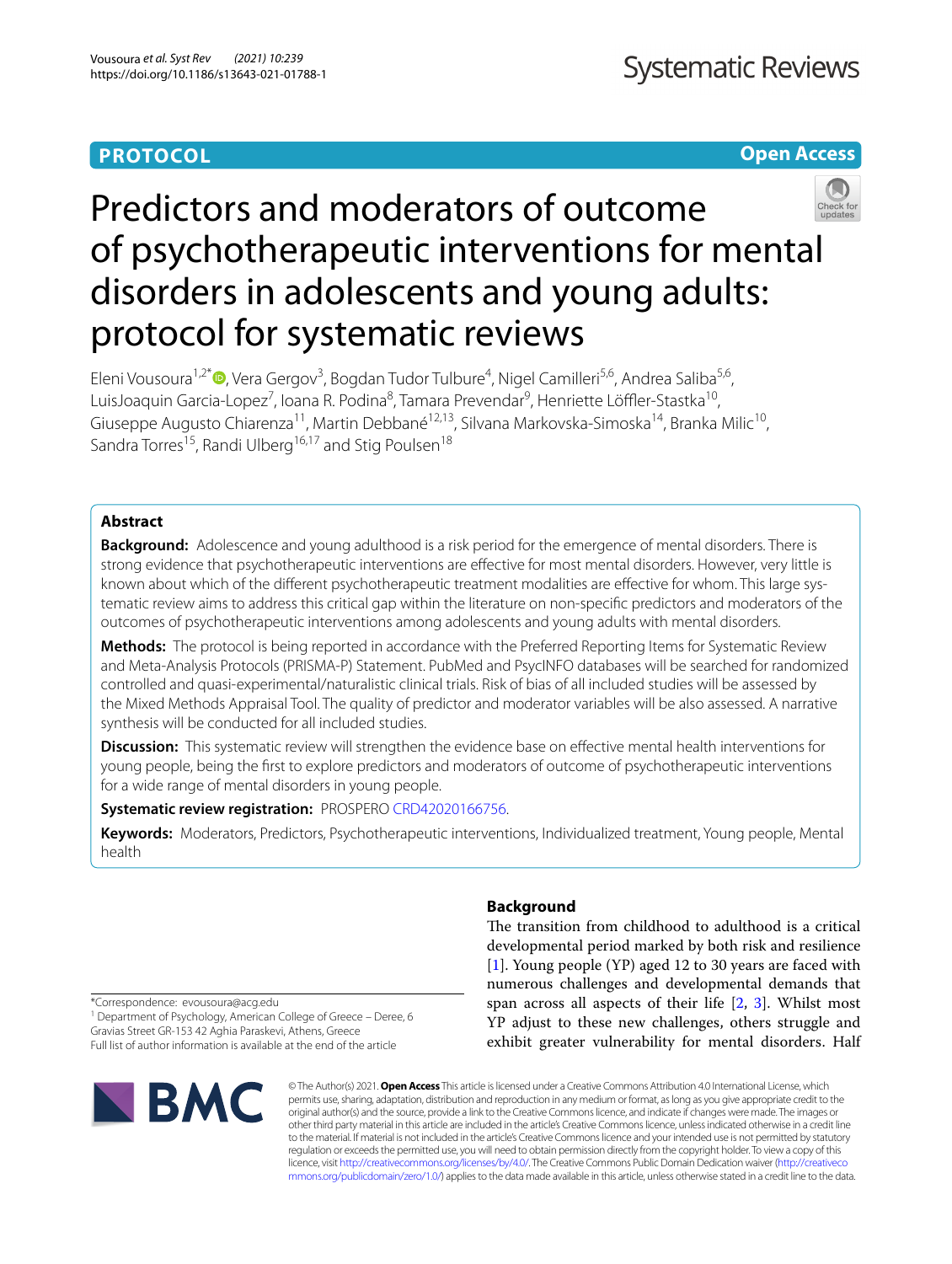**PROTOCOL** **Open Access**

# Predictors and moderators of outcome of psychotherapeutic interventions for mental disorders in adolescents and young adults: protocol for systematic reviews

Eleni Vousoura[1,2*], Vera Gergov[3], Bogdan Tudor Tulbure[4], Nigel Camilleri[5,6], Andrea Saliba[5,6], LuisJoaquin Garcia-Lopez[7], Ioana R. Podina[8], Tamara Prevendar[9], Henriette Löffler-Stastka[10], Giuseppe Augusto Chiarenza[11], Martin Debbané[12,13], Silvana Markovska-Simoska[14], Branka Milic[10], Sandra Torres[15], Randi Ulberg[16,17] and Stig Poulsen[18]

## Abstract

**Background:** Adolescence and young adulthood is a risk period for the emergence of mental disorders. There is strong evidence that psychotherapeutic interventions are effective for most mental disorders. However, very little is known about which of the different psychotherapeutic treatment modalities are effective for whom. This large systematic review aims to address this critical gap within the literature on non-specific predictors and moderators of the outcomes of psychotherapeutic interventions among adolescents and young adults with mental disorders.

**Methods:** The protocol is being reported in accordance with the Preferred Reporting Items for Systematic Review and Meta-Analysis Protocols (PRISMA-P) Statement. PubMed and PsycINFO databases will be searched for randomized controlled and quasi-experimental/naturalistic clinical trials. Risk of bias of all included studies will be assessed by the Mixed Methods Appraisal Tool. The quality of predictor and moderator variables will be also assessed. A narrative synthesis will be conducted for all included studies.

**Discussion:** This systematic review will strengthen the evidence base on effective mental health interventions for young people, being the first to explore predictors and moderators of outcome of psychotherapeutic interventions for a wide range of mental disorders in young people.

**Systematic review registration:** PROSPERO CRD42020166756.

**Keywords:** Moderators, Predictors, Psychotherapeutic interventions, Individualized treatment, Young people, Mental health

*Correspondence: evousoura@acg.edu
[1] Department of Psychology, American College of Greece – Deree, 6 Gravias Street GR-153 42 Aghia Paraskevi, Athens, Greece
Full list of author information is available at the end of the article

## Background

The transition from childhood to adulthood is a critical developmental period marked by both risk and resilience [1]. Young people (YP) aged 12 to 30 years are faced with numerous challenges and developmental demands that span across all aspects of their life [2, 3]. Whilst most YP adjust to these new challenges, others struggle and exhibit greater vulnerability for mental disorders. Half

© The Author(s) 2021. **Open Access** This article is licensed under a Creative Commons Attribution 4.0 International License, which permits use, sharing, adaptation, distribution and reproduction in any medium or format, as long as you give appropriate credit to the original author(s) and the source, provide a link to the Creative Commons licence, and indicate if changes were made. The images or other third party material in this article are included in the article's Creative Commons licence, unless indicated otherwise in a credit line to the material. If material is not included in the article's Creative Commons licence and your intended use is not permitted by statutory regulation or exceeds the permitted use, you will need to obtain permission directly from the copyright holder. To view a copy of this licence, visit http://creativecommons.org/licenses/by/4.0/. The Creative Commons Public Domain Dedication waiver (http://creativecommons.org/publicdomain/zero/1.0/) applies to the data made available in this article, unless otherwise stated in a credit line to the data.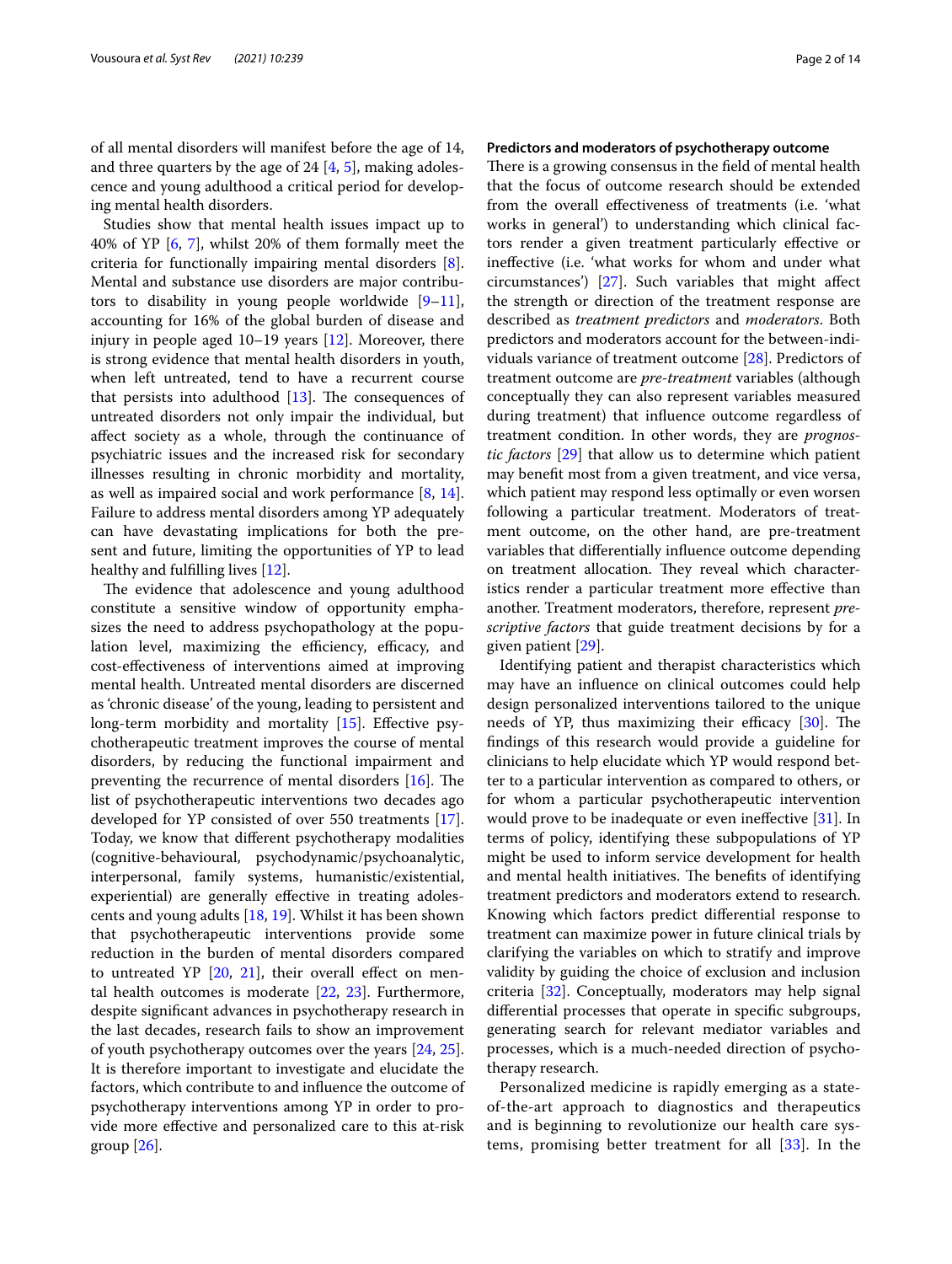of all mental disorders will manifest before the age of 14, and three quarters by the age of 24 [4, 5], making adolescence and young adulthood a critical period for developing mental health disorders.

Studies show that mental health issues impact up to 40% of YP [6, 7], whilst 20% of them formally meet the criteria for functionally impairing mental disorders [8]. Mental and substance use disorders are major contributors to disability in young people worldwide [9–11], accounting for 16% of the global burden of disease and injury in people aged 10–19 years [12]. Moreover, there is strong evidence that mental health disorders in youth, when left untreated, tend to have a recurrent course that persists into adulthood [13]. The consequences of untreated disorders not only impair the individual, but affect society as a whole, through the continuance of psychiatric issues and the increased risk for secondary illnesses resulting in chronic morbidity and mortality, as well as impaired social and work performance [8, 14]. Failure to address mental disorders among YP adequately can have devastating implications for both the present and future, limiting the opportunities of YP to lead healthy and fulfilling lives [12].

The evidence that adolescence and young adulthood constitute a sensitive window of opportunity emphasizes the need to address psychopathology at the population level, maximizing the efficiency, efficacy, and cost-effectiveness of interventions aimed at improving mental health. Untreated mental disorders are discerned as 'chronic disease' of the young, leading to persistent and long-term morbidity and mortality [15]. Effective psychotherapeutic treatment improves the course of mental disorders, by reducing the functional impairment and preventing the recurrence of mental disorders [16]. The list of psychotherapeutic interventions two decades ago developed for YP consisted of over 550 treatments [17]. Today, we know that different psychotherapy modalities (cognitive-behavioural, psychodynamic/psychoanalytic, interpersonal, family systems, humanistic/existential, experiential) are generally effective in treating adolescents and young adults [18, 19]. Whilst it has been shown that psychotherapeutic interventions provide some reduction in the burden of mental disorders compared to untreated YP [20, 21], their overall effect on mental health outcomes is moderate [22, 23]. Furthermore, despite significant advances in psychotherapy research in the last decades, research fails to show an improvement of youth psychotherapy outcomes over the years [24, 25]. It is therefore important to investigate and elucidate the factors, which contribute to and influence the outcome of psychotherapy interventions among YP in order to provide more effective and personalized care to this at-risk group [26].

### Predictors and moderators of psychotherapy outcome

There is a growing consensus in the field of mental health that the focus of outcome research should be extended from the overall effectiveness of treatments (i.e. 'what works in general') to understanding which clinical factors render a given treatment particularly effective or ineffective (i.e. 'what works for whom and under what circumstances') [27]. Such variables that might affect the strength or direction of the treatment response are described as *treatment predictors* and *moderators*. Both predictors and moderators account for the between-individuals variance of treatment outcome [28]. Predictors of treatment outcome are *pre-treatment* variables (although conceptually they can also represent variables measured during treatment) that influence outcome regardless of treatment condition. In other words, they are *prognostic factors* [29] that allow us to determine which patient may benefit most from a given treatment, and vice versa, which patient may respond less optimally or even worsen following a particular treatment. Moderators of treatment outcome, on the other hand, are pre-treatment variables that differentially influence outcome depending on treatment allocation. They reveal which characteristics render a particular treatment more effective than another. Treatment moderators, therefore, represent *prescriptive factors* that guide treatment decisions by for a given patient [29].

Identifying patient and therapist characteristics which may have an influence on clinical outcomes could help design personalized interventions tailored to the unique needs of YP, thus maximizing their efficacy [30]. The findings of this research would provide a guideline for clinicians to help elucidate which YP would respond better to a particular intervention as compared to others, or for whom a particular psychotherapeutic intervention would prove to be inadequate or even ineffective [31]. In terms of policy, identifying these subpopulations of YP might be used to inform service development for health and mental health initiatives. The benefits of identifying treatment predictors and moderators extend to research. Knowing which factors predict differential response to treatment can maximize power in future clinical trials by clarifying the variables on which to stratify and improve validity by guiding the choice of exclusion and inclusion criteria [32]. Conceptually, moderators may help signal differential processes that operate in specific subgroups, generating search for relevant mediator variables and processes, which is a much-needed direction of psychotherapy research.

Personalized medicine is rapidly emerging as a state-of-the-art approach to diagnostics and therapeutics and is beginning to revolutionize our health care systems, promising better treatment for all [33]. In the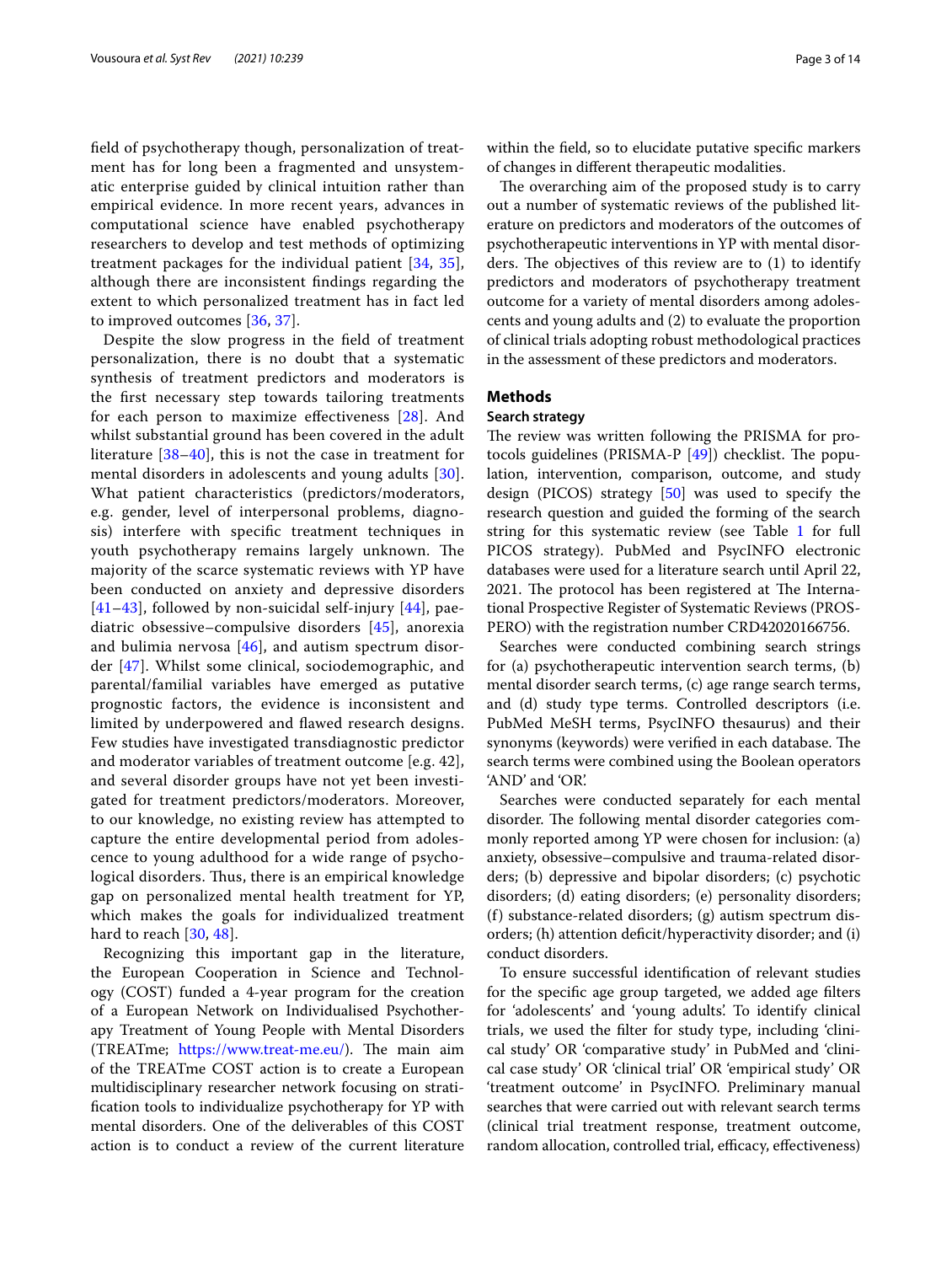field of psychotherapy though, personalization of treatment has for long been a fragmented and unsystematic enterprise guided by clinical intuition rather than empirical evidence. In more recent years, advances in computational science have enabled psychotherapy researchers to develop and test methods of optimizing treatment packages for the individual patient [34, 35], although there are inconsistent findings regarding the extent to which personalized treatment has in fact led to improved outcomes [36, 37].

Despite the slow progress in the field of treatment personalization, there is no doubt that a systematic synthesis of treatment predictors and moderators is the first necessary step towards tailoring treatments for each person to maximize effectiveness [28]. And whilst substantial ground has been covered in the adult literature [38–40], this is not the case in treatment for mental disorders in adolescents and young adults [30]. What patient characteristics (predictors/moderators, e.g. gender, level of interpersonal problems, diagnosis) interfere with specific treatment techniques in youth psychotherapy remains largely unknown. The majority of the scarce systematic reviews with YP have been conducted on anxiety and depressive disorders [41–43], followed by non-suicidal self-injury [44], paediatric obsessive–compulsive disorders [45], anorexia and bulimia nervosa [46], and autism spectrum disorder [47]. Whilst some clinical, sociodemographic, and parental/familial variables have emerged as putative prognostic factors, the evidence is inconsistent and limited by underpowered and flawed research designs. Few studies have investigated transdiagnostic predictor and moderator variables of treatment outcome [e.g. 42], and several disorder groups have not yet been investigated for treatment predictors/moderators. Moreover, to our knowledge, no existing review has attempted to capture the entire developmental period from adolescence to young adulthood for a wide range of psychological disorders. Thus, there is an empirical knowledge gap on personalized mental health treatment for YP, which makes the goals for individualized treatment hard to reach [30, 48].

Recognizing this important gap in the literature, the European Cooperation in Science and Technology (COST) funded a 4-year program for the creation of a European Network on Individualised Psychotherapy Treatment of Young People with Mental Disorders (TREATme; https://www.treat-me.eu/). The main aim of the TREATme COST action is to create a European multidisciplinary researcher network focusing on stratification tools to individualize psychotherapy for YP with mental disorders. One of the deliverables of this COST action is to conduct a review of the current literature within the field, so to elucidate putative specific markers of changes in different therapeutic modalities.

The overarching aim of the proposed study is to carry out a number of systematic reviews of the published literature on predictors and moderators of the outcomes of psychotherapeutic interventions in YP with mental disorders. The objectives of this review are to (1) to identify predictors and moderators of psychotherapy treatment outcome for a variety of mental disorders among adolescents and young adults and (2) to evaluate the proportion of clinical trials adopting robust methodological practices in the assessment of these predictors and moderators.

## Methods

### Search strategy

The review was written following the PRISMA for protocols guidelines (PRISMA-P [49]) checklist. The population, intervention, comparison, outcome, and study design (PICOS) strategy [50] was used to specify the research question and guided the forming of the search string for this systematic review (see Table 1 for full PICOS strategy). PubMed and PsycINFO electronic databases were used for a literature search until April 22, 2021. The protocol has been registered at The International Prospective Register of Systematic Reviews (PROSPERO) with the registration number CRD42020166756.

Searches were conducted combining search strings for (a) psychotherapeutic intervention search terms, (b) mental disorder search terms, (c) age range search terms, and (d) study type terms. Controlled descriptors (i.e. PubMed MeSH terms, PsycINFO thesaurus) and their synonyms (keywords) were verified in each database. The search terms were combined using the Boolean operators 'AND' and 'OR'.

Searches were conducted separately for each mental disorder. The following mental disorder categories commonly reported among YP were chosen for inclusion: (a) anxiety, obsessive–compulsive and trauma-related disorders; (b) depressive and bipolar disorders; (c) psychotic disorders; (d) eating disorders; (e) personality disorders; (f) substance-related disorders; (g) autism spectrum disorders; (h) attention deficit/hyperactivity disorder; and (i) conduct disorders.

To ensure successful identification of relevant studies for the specific age group targeted, we added age filters for 'adolescents' and 'young adults'. To identify clinical trials, we used the filter for study type, including 'clinical study' OR 'comparative study' in PubMed and 'clinical case study' OR 'clinical trial' OR 'empirical study' OR 'treatment outcome' in PsycINFO. Preliminary manual searches that were carried out with relevant search terms (clinical trial treatment response, treatment outcome, random allocation, controlled trial, efficacy, effectiveness)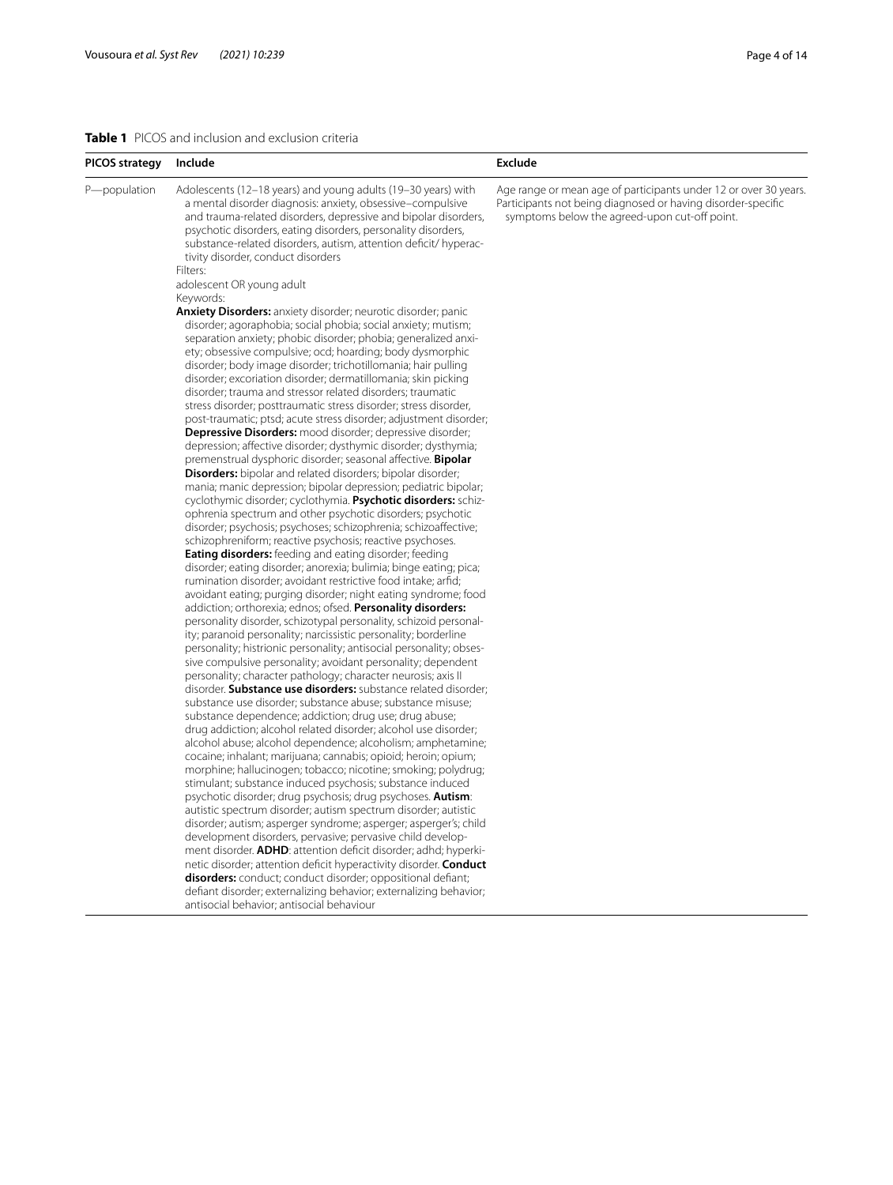**Table 1** PICOS and inclusion and exclusion criteria

| PICOS strategy | Include | Exclude |
| --- | --- | --- |
| P—population | Adolescents (12–18 years) and young adults (19–30 years) with a mental disorder diagnosis: anxiety, obsessive–compulsive and trauma-related disorders, depressive and bipolar disorders, psychotic disorders, eating disorders, personality disorders, substance-related disorders, autism, attention deficit/ hyperactivity disorder, conduct disorders<br>Filters:<br>adolescent OR young adult<br>Keywords:<br>**Anxiety Disorders:** anxiety disorder; neurotic disorder; panic disorder; agoraphobia; social phobia; social anxiety; mutism; separation anxiety; phobic disorder; phobia; generalized anxiety; obsessive compulsive; ocd; hoarding; body dysmorphic disorder; body image disorder; trichotillomania; hair pulling disorder; excoriation disorder; dermatillomania; skin picking disorder; trauma and stressor related disorders; traumatic stress disorder; posttraumatic stress disorder; stress disorder, post-traumatic; ptsd; acute stress disorder; adjustment disorder; **Depressive Disorders:** mood disorder; depressive disorder; depression; affective disorder; dysthymic disorder; dysthymia; premenstrual dysphoric disorder; seasonal affective. **Bipolar Disorders:** bipolar and related disorders; bipolar disorder; mania; manic depression; bipolar depression; pediatric bipolar; cyclothymic disorder; cyclothymia. **Psychotic disorders:** schizophrenia spectrum and other psychotic disorders; psychotic disorder; psychosis; psychoses; schizophrenia; schizoaffective; schizophreniform; reactive psychosis; reactive psychoses. **Eating disorders:** feeding and eating disorder; feeding disorder; eating disorder; anorexia; bulimia; binge eating; pica; rumination disorder; avoidant restrictive food intake; arfid; avoidant eating; purging disorder; night eating syndrome; food addiction; orthorexia; ednos; ofsed. **Personality disorders:** personality disorder, schizotypal personality, schizoid personality; paranoid personality; narcissistic personality; borderline personality; histrionic personality; antisocial personality; obsessive compulsive personality; avoidant personality; dependent personality; character pathology; character neurosis; axis II disorder. **Substance use disorders:** substance related disorder; substance use disorder; substance abuse; substance misuse; substance dependence; addiction; drug use; drug abuse; drug addiction; alcohol related disorder; alcohol use disorder; alcohol abuse; alcohol dependence; alcoholism; amphetamine; cocaine; inhalant; marijuana; cannabis; opioid; heroin; opium; morphine; hallucinogen; tobacco; nicotine; smoking; polydrug; stimulant; substance induced psychosis; substance induced psychotic disorder; drug psychosis; drug psychoses. **Autism**: autistic spectrum disorder; autism spectrum disorder; autistic disorder; autism; asperger syndrome; asperger; asperger's; child development disorders, pervasive; pervasive child development disorder. **ADHD**: attention deficit disorder; adhd; hyperkinetic disorder; attention deficit hyperactivity disorder. **Conduct disorders:** conduct; conduct disorder; oppositional defiant; defiant disorder; externalizing behavior; externalizing behavior; antisocial behavior; antisocial behaviour | Age range or mean age of participants under 12 or over 30 years.<br>Participants not being diagnosed or having disorder-specific symptoms below the agreed-upon cut-off point. |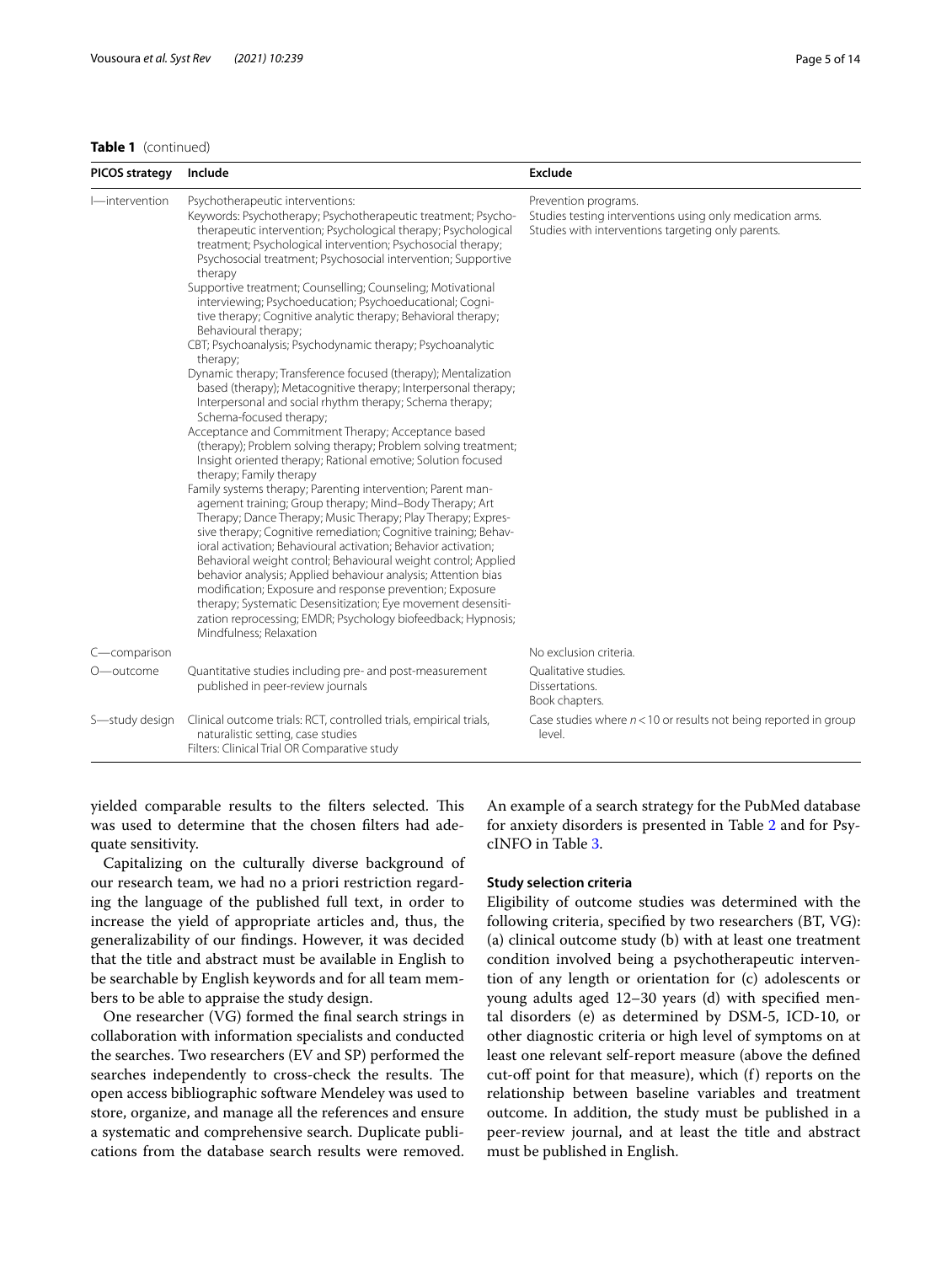**Table 1** (continued)

| PICOS strategy | Include | Exclude |
|---|---|---|
| I—intervention | Psychotherapeutic interventions: Keywords: Psychotherapy; Psychotherapeutic treatment; Psychotherapeutic intervention; Psychological therapy; Psychological treatment; Psychological intervention; Psychosocial therapy; Psychosocial treatment; Psychosocial intervention; Supportive therapy Supportive treatment; Counselling; Counseling; Motivational interviewing; Psychoeducation; Psychoeducational; Cognitive therapy; Cognitive analytic therapy; Behavioral therapy; Behavioural therapy; CBT; Psychoanalysis; Psychodynamic therapy; Psychoanalytic therapy; Dynamic therapy; Transference focused (therapy); Mentalization based (therapy); Metacognitive therapy; Interpersonal therapy; Interpersonal and social rhythm therapy; Schema therapy; Schema-focused therapy; Acceptance and Commitment Therapy; Acceptance based (therapy); Problem solving therapy; Problem solving treatment; Insight oriented therapy; Rational emotive; Solution focused therapy; Family therapy Family systems therapy; Parenting intervention; Parent management training; Group therapy; Mind–Body Therapy; Art Therapy; Dance Therapy; Music Therapy; Play Therapy; Expressive therapy; Cognitive remediation; Cognitive training; Behavioral activation; Behavioural activation; Behavior activation; Behavioral weight control; Behavioural weight control; Applied behavior analysis; Applied behaviour analysis; Attention bias modification; Exposure and response prevention; Exposure therapy; Systematic Desensitization; Eye movement desensitization reprocessing; EMDR; Psychology biofeedback; Hypnosis; Mindfulness; Relaxation | Prevention programs. Studies testing interventions using only medication arms. Studies with interventions targeting only parents. |
| C—comparison | | No exclusion criteria. |
| O—outcome | Quantitative studies including pre- and post-measurement published in peer-review journals | Qualitative studies. Dissertations. Book chapters. |
| S—study design | Clinical outcome trials: RCT, controlled trials, empirical trials, naturalistic setting, case studies Filters: Clinical Trial OR Comparative study | Case studies where $n < 10$ or results not being reported in group level. |

yielded comparable results to the filters selected. This was used to determine that the chosen filters had adequate sensitivity.

Capitalizing on the culturally diverse background of our research team, we had no a priori restriction regarding the language of the published full text, in order to increase the yield of appropriate articles and, thus, the generalizability of our findings. However, it was decided that the title and abstract must be available in English to be searchable by English keywords and for all team members to be able to appraise the study design.

One researcher (VG) formed the final search strings in collaboration with information specialists and conducted the searches. Two researchers (EV and SP) performed the searches independently to cross-check the results. The open access bibliographic software Mendeley was used to store, organize, and manage all the references and ensure a systematic and comprehensive search. Duplicate publications from the database search results were removed. An example of a search strategy for the PubMed database for anxiety disorders is presented in Table 2 and for PsycINFO in Table 3.

### Study selection criteria

Eligibility of outcome studies was determined with the following criteria, specified by two researchers (BT, VG): (a) clinical outcome study (b) with at least one treatment condition involved being a psychotherapeutic intervention of any length or orientation for (c) adolescents or young adults aged 12–30 years (d) with specified mental disorders (e) as determined by DSM-5, ICD-10, or other diagnostic criteria or high level of symptoms on at least one relevant self-report measure (above the defined cut-off point for that measure), which (f) reports on the relationship between baseline variables and treatment outcome. In addition, the study must be published in a peer-review journal, and at least the title and abstract must be published in English.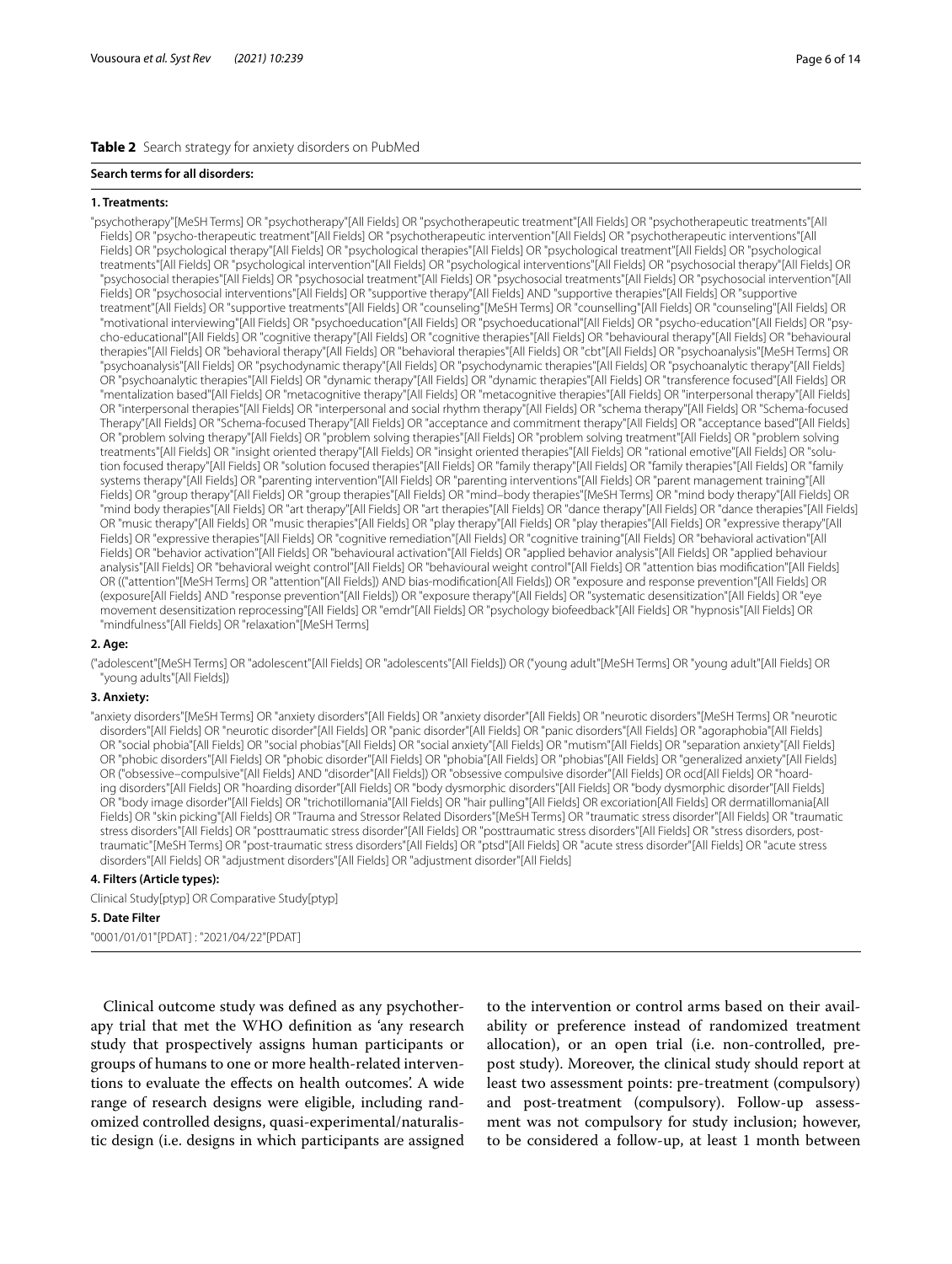**Table 2** Search strategy for anxiety disorders on PubMed

**Search terms for all disorders:**

**1. Treatments:**

"psychotherapy"[MeSH Terms] OR "psychotherapy"[All Fields] OR "psychotherapeutic treatment"[All Fields] OR "psychotherapeutic treatments"[All Fields] OR "psycho-therapeutic treatment"[All Fields] OR "psychotherapeutic intervention"[All Fields] OR "psychotherapeutic interventions"[All Fields] OR "psychological therapy"[All Fields] OR "psychological therapies"[All Fields] OR "psychological treatment"[All Fields] OR "psychological treatments"[All Fields] OR "psychological intervention"[All Fields] OR "psychological interventions"[All Fields] OR "psychosocial therapy"[All Fields] OR "psychosocial therapies"[All Fields] OR "psychosocial treatment"[All Fields] OR "psychosocial treatments"[All Fields] OR "psychosocial intervention"[All Fields] OR "psychosocial interventions"[All Fields] OR "supportive therapy"[All Fields] AND "supportive therapies"[All Fields] OR "supportive treatment"[All Fields] OR "supportive treatments"[All Fields] OR "counseling"[MeSH Terms] OR "counselling"[All Fields] OR "counseling"[All Fields] OR "motivational interviewing"[All Fields] OR "psychoeducation"[All Fields] OR "psychoeducational"[All Fields] OR "psycho-education"[All Fields] OR "psycho-educational"[All Fields] OR "cognitive therapy"[All Fields] OR "cognitive therapies"[All Fields] OR "behavioural therapy"[All Fields] OR "behavioural therapies"[All Fields] OR "behavioral therapy"[All Fields] OR "behavioral therapies"[All Fields] OR "cbt"[All Fields] OR "psychoanalysis"[MeSH Terms] OR "psychoanalysis"[All Fields] OR "psychodynamic therapy"[All Fields] OR "psychodynamic therapies"[All Fields] OR "psychoanalytic therapy"[All Fields] OR "psychoanalytic therapies"[All Fields] OR "dynamic therapy"[All Fields] OR "dynamic therapies"[All Fields] OR "transference focused"[All Fields] OR "mentalization based"[All Fields] OR "metacognitive therapy"[All Fields] OR "metacognitive therapies"[All Fields] OR "interpersonal therapy"[All Fields] OR "interpersonal therapies"[All Fields] OR "interpersonal and social rhythm therapy"[All Fields] OR "schema therapy"[All Fields] OR "Schema-focused Therapy"[All Fields] OR "Schema-focused Therapy"[All Fields] OR "acceptance and commitment therapy"[All Fields] OR "acceptance based"[All Fields] OR "problem solving therapy"[All Fields] OR "problem solving therapies"[All Fields] OR "problem solving treatment"[All Fields] OR "problem solving treatments"[All Fields] OR "insight oriented therapy"[All Fields] OR "insight oriented therapies"[All Fields] OR "rational emotive"[All Fields] OR "solution focused therapy"[All Fields] OR "solution focused therapies"[All Fields] OR "family therapy"[All Fields] OR "family therapies"[All Fields] OR "family systems therapy"[All Fields] OR "parenting intervention"[All Fields] OR "parenting interventions"[All Fields] OR "parent management training"[All Fields] OR "group therapy"[All Fields] OR "group therapies"[All Fields] OR "mind–body therapies"[MeSH Terms] OR "mind body therapy"[All Fields] OR "mind body therapies"[All Fields] OR "art therapy"[All Fields] OR "art therapies"[All Fields] OR "dance therapy"[All Fields] OR "dance therapies"[All Fields] OR "music therapy"[All Fields] OR "music therapies"[All Fields] OR "play therapy"[All Fields] OR "play therapies"[All Fields] OR "expressive therapy"[All Fields] OR "expressive therapies"[All Fields] OR "cognitive remediation"[All Fields] OR "cognitive training"[All Fields] OR "behavioral activation"[All Fields] OR "behavior activation"[All Fields] OR "behavioural activation"[All Fields] OR "applied behavior analysis"[All Fields] OR "applied behaviour analysis"[All Fields] OR "behavioral weight control"[All Fields] OR "behavioural weight control"[All Fields] OR "attention bias modification"[All Fields] OR (("attention"[MeSH Terms] OR "attention"[All Fields]) AND bias-modification[All Fields]) OR "exposure and response prevention"[All Fields] OR (exposure[All Fields] AND "response prevention"[All Fields]) OR "exposure therapy"[All Fields] OR "systematic desensitization"[All Fields] OR "eye movement desensitization reprocessing"[All Fields] OR "emdr"[All Fields] OR "psychology biofeedback"[All Fields] OR "hypnosis"[All Fields] OR "mindfulness"[All Fields] OR "relaxation"[MeSH Terms]

**2. Age:**

("adolescent"[MeSH Terms] OR "adolescent"[All Fields] OR "adolescents"[All Fields]) OR ("young adult"[MeSH Terms] OR "young adult"[All Fields] OR "young adults"[All Fields])

**3. Anxiety:**

"anxiety disorders"[MeSH Terms] OR "anxiety disorders"[All Fields] OR "anxiety disorder"[All Fields] OR "neurotic disorders"[MeSH Terms] OR "neurotic disorders"[All Fields] OR "neurotic disorder"[All Fields] OR "panic disorder"[All Fields] OR "panic disorders"[All Fields] OR "agoraphobia"[All Fields] OR "social phobia"[All Fields] OR "social phobias"[All Fields] OR "social anxiety"[All Fields] OR "mutism"[All Fields] OR "separation anxiety"[All Fields] OR "phobic disorders"[All Fields] OR "phobic disorder"[All Fields] OR "phobia"[All Fields] OR "phobias"[All Fields] OR "generalized anxiety"[All Fields] OR ("obsessive–compulsive"[All Fields] AND "disorder"[All Fields]) OR "obsessive compulsive disorder"[All Fields] OR ocd[All Fields] OR "hoarding disorders"[All Fields] OR "hoarding disorder"[All Fields] OR "body dysmorphic disorders"[All Fields] OR "body dysmorphic disorder"[All Fields] OR "body image disorder"[All Fields] OR "trichotillomania"[All Fields] OR "hair pulling"[All Fields] OR excoriation[All Fields] OR dermatillomania[All Fields] OR "skin picking"[All Fields] OR "Trauma and Stressor Related Disorders"[MeSH Terms] OR "traumatic stress disorder"[All Fields] OR "traumatic stress disorders"[All Fields] OR "posttraumatic stress disorder"[All Fields] OR "posttraumatic stress disorders"[All Fields] OR "stress disorders, post-traumatic"[MeSH Terms] OR "post-traumatic stress disorders"[All Fields] OR "ptsd"[All Fields] OR "acute stress disorder"[All Fields] OR "acute stress disorders"[All Fields] OR "adjustment disorders"[All Fields] OR "adjustment disorder"[All Fields]

**4. Filters (Article types):**

Clinical Study[ptyp] OR Comparative Study[ptyp]

**5. Date Filter**

"0001/01/01"[PDAT] : "2021/04/22"[PDAT]

Clinical outcome study was defined as any psychotherapy trial that met the WHO definition as 'any research study that prospectively assigns human participants or groups of humans to one or more health-related interventions to evaluate the effects on health outcomes'. A wide range of research designs were eligible, including randomized controlled designs, quasi-experimental/naturalistic design (i.e. designs in which participants are assigned to the intervention or control arms based on their availability or preference instead of randomized treatment allocation), or an open trial (i.e. non-controlled, pre-post study). Moreover, the clinical study should report at least two assessment points: pre-treatment (compulsory) and post-treatment (compulsory). Follow-up assessment was not compulsory for study inclusion; however, to be considered a follow-up, at least 1 month between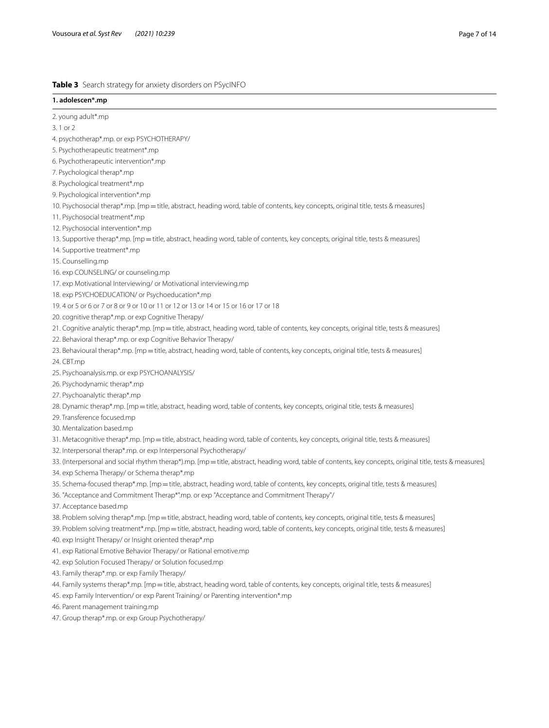**Table 3** Search strategy for anxiety disorders on PSycINFO

| 1. adolescen*.mp |
|---|
| 2. young adult*.mp |
| 3. 1 or 2 |
| 4. psychotherap*.mp. or exp PSYCHOTHERAPY/ |
| 5. Psychotherapeutic treatment*.mp |
| 6. Psychotherapeutic intervention*.mp |
| 7. Psychological therap*.mp |
| 8. Psychological treatment*.mp |
| 9. Psychological intervention*.mp |
| 10. Psychosocial therap*.mp. [mp=title, abstract, heading word, table of contents, key concepts, original title, tests & measures] |
| 11. Psychosocial treatment*.mp |
| 12. Psychosocial intervention*.mp |
| 13. Supportive therap*.mp. [mp=title, abstract, heading word, table of contents, key concepts, original title, tests & measures] |
| 14. Supportive treatment*.mp |
| 15. Counselling.mp |
| 16. exp COUNSELING/ or counseling.mp |
| 17. exp Motivational Interviewing/ or Motivational interviewing.mp |
| 18. exp PSYCHOEDUCATION/ or Psychoeducation*.mp |
| 19. 4 or 5 or 6 or 7 or 8 or 9 or 10 or 11 or 12 or 13 or 14 or 15 or 16 or 17 or 18 |
| 20. cognitive therap*.mp. or exp Cognitive Therapy/ |
| 21. Cognitive analytic therap*.mp. [mp=title, abstract, heading word, table of contents, key concepts, original title, tests & measures] |
| 22. Behavioral therap*.mp. or exp Cognitive Behavior Therapy/ |
| 23. Behavioural therap*.mp. [mp=title, abstract, heading word, table of contents, key concepts, original title, tests & measures] |
| 24. CBT.mp |
| 25. Psychoanalysis.mp. or exp PSYCHOANALYSIS/ |
| 26. Psychodynamic therap*.mp |
| 27. Psychoanalytic therap*.mp |
| 28. Dynamic therap*.mp. [mp=title, abstract, heading word, table of contents, key concepts, original title, tests & measures] |
| 29. Transference focused.mp |
| 30. Mentalization based.mp |
| 31. Metacognitive therap*.mp. [mp=title, abstract, heading word, table of contents, key concepts, original title, tests & measures] |
| 32. Interpersonal therap*.mp. or exp Interpersonal Psychotherapy/ |
| 33. (Interpersonal and social rhythm therap*).mp. [mp=title, abstract, heading word, table of contents, key concepts, original title, tests & measures] |
| 34. exp Schema Therapy/ or Schema therap*.mp |
| 35. Schema-focused therap*.mp. [mp=title, abstract, heading word, table of contents, key concepts, original title, tests & measures] |
| 36. "Acceptance and Commitment Therap*".mp. or exp "Acceptance and Commitment Therapy"/ |
| 37. Acceptance based.mp |
| 38. Problem solving therap*.mp. [mp=title, abstract, heading word, table of contents, key concepts, original title, tests & measures] |
| 39. Problem solving treatment*.mp. [mp=title, abstract, heading word, table of contents, key concepts, original title, tests & measures] |
| 40. exp Insight Therapy/ or Insight oriented therap*.mp |
| 41. exp Rational Emotive Behavior Therapy/ or Rational emotive.mp |
| 42. exp Solution Focused Therapy/ or Solution focused.mp |
| 43. Family therap*.mp. or exp Family Therapy/ |
| 44. Family systems therap*.mp. [mp=title, abstract, heading word, table of contents, key concepts, original title, tests & measures] |
| 45. exp Family Intervention/ or exp Parent Training/ or Parenting intervention*.mp |
| 46. Parent management training.mp |
| 47. Group therap*.mp. or exp Group Psychotherapy/ |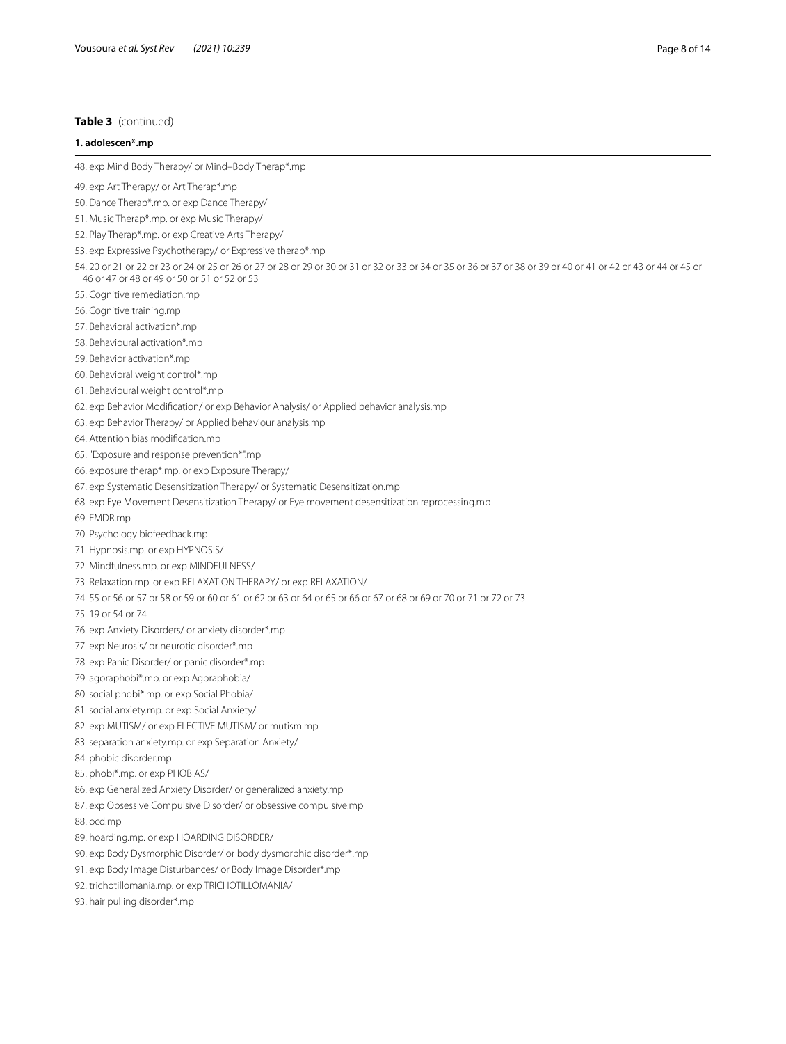**Table 3** (continued)

| 1. adolescen*.mp |
| --- |
| 48. exp Mind Body Therapy/ or Mind–Body Therap*.mp |
| 49. exp Art Therapy/ or Art Therap*.mp |
| 50. Dance Therap*.mp. or exp Dance Therapy/ |
| 51. Music Therap*.mp. or exp Music Therapy/ |
| 52. Play Therap*.mp. or exp Creative Arts Therapy/ |
| 53. exp Expressive Psychotherapy/ or Expressive therap*.mp |
| 54. 20 or 21 or 22 or 23 or 24 or 25 or 26 or 27 or 28 or 29 or 30 or 31 or 32 or 33 or 34 or 35 or 36 or 37 or 38 or 39 or 40 or 41 or 42 or 43 or 44 or 45 or 46 or 47 or 48 or 49 or 50 or 51 or 52 or 53 |
| 55. Cognitive remediation.mp |
| 56. Cognitive training.mp |
| 57. Behavioral activation*.mp |
| 58. Behavioural activation*.mp |
| 59. Behavior activation*.mp |
| 60. Behavioral weight control*.mp |
| 61. Behavioural weight control*.mp |
| 62. exp Behavior Modification/ or exp Behavior Analysis/ or Applied behavior analysis.mp |
| 63. exp Behavior Therapy/ or Applied behaviour analysis.mp |
| 64. Attention bias modification.mp |
| 65. "Exposure and response prevention*".mp |
| 66. exposure therap*.mp. or exp Exposure Therapy/ |
| 67. exp Systematic Desensitization Therapy/ or Systematic Desensitization.mp |
| 68. exp Eye Movement Desensitization Therapy/ or Eye movement desensitization reprocessing.mp |
| 69. EMDR.mp |
| 70. Psychology biofeedback.mp |
| 71. Hypnosis.mp. or exp HYPNOSIS/ |
| 72. Mindfulness.mp. or exp MINDFULNESS/ |
| 73. Relaxation.mp. or exp RELAXATION THERAPY/ or exp RELAXATION/ |
| 74. 55 or 56 or 57 or 58 or 59 or 60 or 61 or 62 or 63 or 64 or 65 or 66 or 67 or 68 or 69 or 70 or 71 or 72 or 73 |
| 75. 19 or 54 or 74 |
| 76. exp Anxiety Disorders/ or anxiety disorder*.mp |
| 77. exp Neurosis/ or neurotic disorder*.mp |
| 78. exp Panic Disorder/ or panic disorder*.mp |
| 79. agoraphobi*.mp. or exp Agoraphobia/ |
| 80. social phobi*.mp. or exp Social Phobia/ |
| 81. social anxiety.mp. or exp Social Anxiety/ |
| 82. exp MUTISM/ or exp ELECTIVE MUTISM/ or mutism.mp |
| 83. separation anxiety.mp. or exp Separation Anxiety/ |
| 84. phobic disorder.mp |
| 85. phobi*.mp. or exp PHOBIAS/ |
| 86. exp Generalized Anxiety Disorder/ or generalized anxiety.mp |
| 87. exp Obsessive Compulsive Disorder/ or obsessive compulsive.mp |
| 88. ocd.mp |
| 89. hoarding.mp. or exp HOARDING DISORDER/ |
| 90. exp Body Dysmorphic Disorder/ or body dysmorphic disorder*.mp |
| 91. exp Body Image Disturbances/ or Body Image Disorder*.mp |
| 92. trichotillomania.mp. or exp TRICHOTILLOMANIA/ |
| 93. hair pulling disorder*.mp |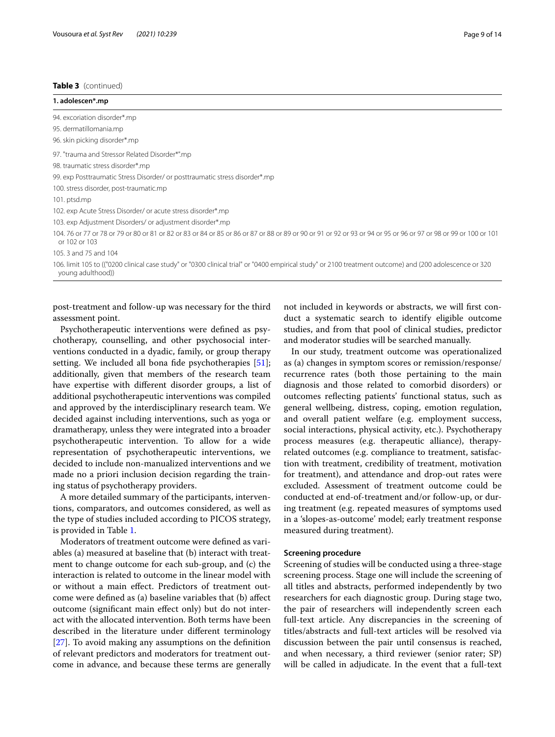**Table 3** (continued)

| 1. adolescen*.mp |
|---|
| 94. excoriation disorder*.mp |
| 95. dermatillomania.mp |
| 96. skin picking disorder*.mp |
| 97. "trauma and Stressor Related Disorder*".mp |
| 98. traumatic stress disorder*.mp |
| 99. exp Posttraumatic Stress Disorder/ or posttraumatic stress disorder*.mp |
| 100. stress disorder, post-traumatic.mp |
| 101. ptsd.mp |
| 102. exp Acute Stress Disorder/ or acute stress disorder*.mp |
| 103. exp Adjustment Disorders/ or adjustment disorder*.mp |
| 104. 76 or 77 or 78 or 79 or 80 or 81 or 82 or 83 or 84 or 85 or 86 or 87 or 88 or 89 or 90 or 91 or 92 or 93 or 94 or 95 or 96 or 97 or 98 or 99 or 100 or 101 or 102 or 103 |
| 105. 3 and 75 and 104 |
| 106. limit 105 to (("0200 clinical case study" or "0300 clinical trial" or "0400 empirical study" or 2100 treatment outcome) and (200 adolescence or 320 young adulthood)) |

post-treatment and follow-up was necessary for the third assessment point.

Psychotherapeutic interventions were defined as psychotherapy, counselling, and other psychosocial interventions conducted in a dyadic, family, or group therapy setting. We included all bona fide psychotherapies [51]; additionally, given that members of the research team have expertise with different disorder groups, a list of additional psychotherapeutic interventions was compiled and approved by the interdisciplinary research team. We decided against including interventions, such as yoga or dramatherapy, unless they were integrated into a broader psychotherapeutic intervention. To allow for a wide representation of psychotherapeutic interventions, we decided to include non-manualized interventions and we made no a priori inclusion decision regarding the training status of psychotherapy providers.

A more detailed summary of the participants, interventions, comparators, and outcomes considered, as well as the type of studies included according to PICOS strategy, is provided in Table 1.

Moderators of treatment outcome were defined as variables (a) measured at baseline that (b) interact with treatment to change outcome for each sub-group, and (c) the interaction is related to outcome in the linear model with or without a main effect. Predictors of treatment outcome were defined as (a) baseline variables that (b) affect outcome (significant main effect only) but do not interact with the allocated intervention. Both terms have been described in the literature under different terminology [27]. To avoid making any assumptions on the definition of relevant predictors and moderators for treatment outcome in advance, and because these terms are generally not included in keywords or abstracts, we will first conduct a systematic search to identify eligible outcome studies, and from that pool of clinical studies, predictor and moderator studies will be searched manually.

In our study, treatment outcome was operationalized as (a) changes in symptom scores or remission/response/recurrence rates (both those pertaining to the main diagnosis and those related to comorbid disorders) or outcomes reflecting patients' functional status, such as general wellbeing, distress, coping, emotion regulation, and overall patient welfare (e.g. employment success, social interactions, physical activity, etc.). Psychotherapy process measures (e.g. therapeutic alliance), therapy-related outcomes (e.g. compliance to treatment, satisfaction with treatment, credibility of treatment, motivation for treatment), and attendance and drop-out rates were excluded. Assessment of treatment outcome could be conducted at end-of-treatment and/or follow-up, or during treatment (e.g. repeated measures of symptoms used in a 'slopes-as-outcome' model; early treatment response measured during treatment).

### Screening procedure

Screening of studies will be conducted using a three-stage screening process. Stage one will include the screening of all titles and abstracts, performed independently by two researchers for each diagnostic group. During stage two, the pair of researchers will independently screen each full-text article. Any discrepancies in the screening of titles/abstracts and full-text articles will be resolved via discussion between the pair until consensus is reached, and when necessary, a third reviewer (senior rater; SP) will be called in adjudicate. In the event that a full-text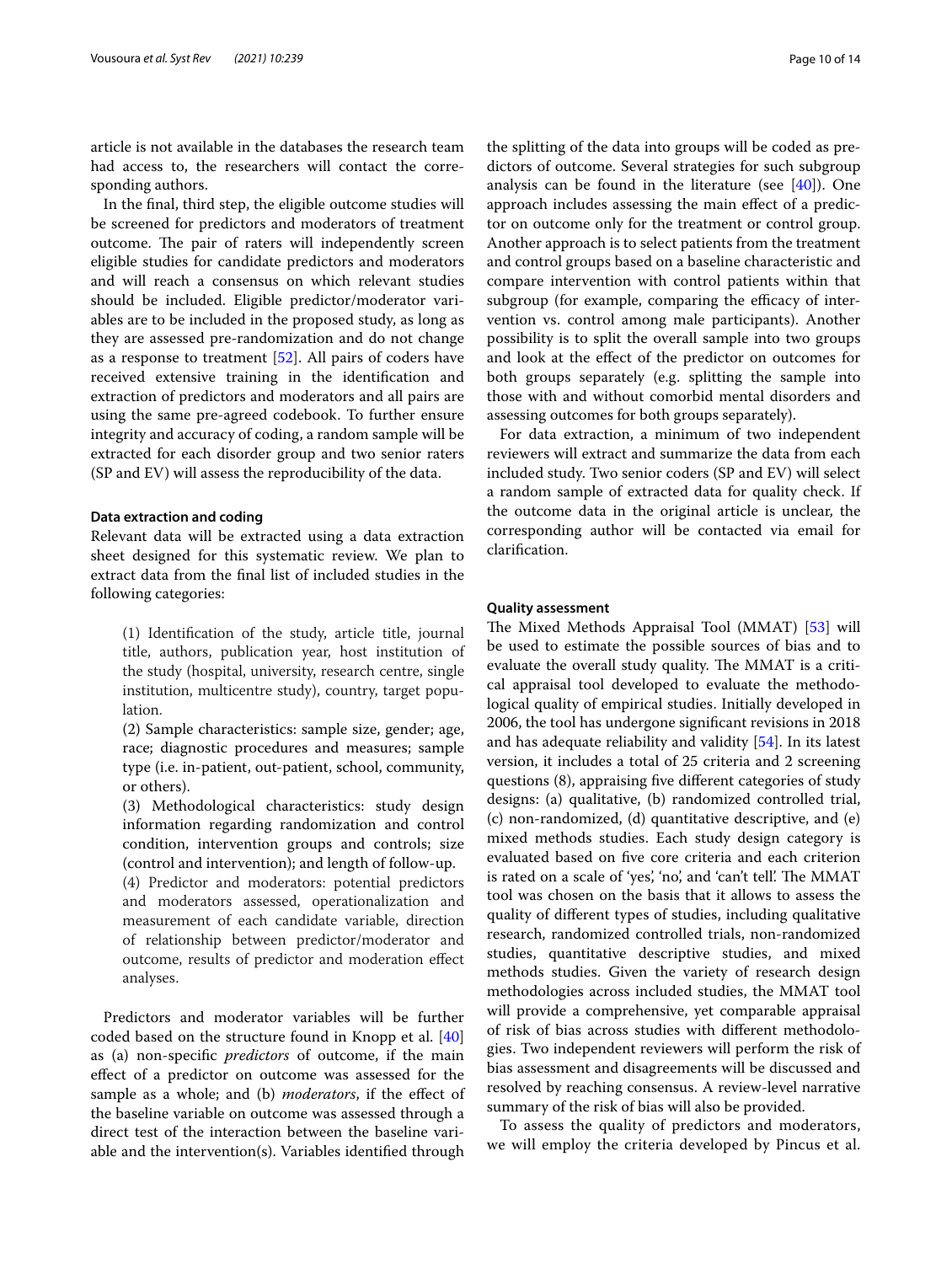article is not available in the databases the research team had access to, the researchers will contact the corresponding authors.

In the final, third step, the eligible outcome studies will be screened for predictors and moderators of treatment outcome. The pair of raters will independently screen eligible studies for candidate predictors and moderators and will reach a consensus on which relevant studies should be included. Eligible predictor/moderator variables are to be included in the proposed study, as long as they are assessed pre-randomization and do not change as a response to treatment [52]. All pairs of coders have received extensive training in the identification and extraction of predictors and moderators and all pairs are using the same pre-agreed codebook. To further ensure integrity and accuracy of coding, a random sample will be extracted for each disorder group and two senior raters (SP and EV) will assess the reproducibility of the data.

### Data extraction and coding

Relevant data will be extracted using a data extraction sheet designed for this systematic review. We plan to extract data from the final list of included studies in the following categories:

> (1) Identification of the study, article title, journal title, authors, publication year, host institution of the study (hospital, university, research centre, single institution, multicentre study), country, target population.
>
> (2) Sample characteristics: sample size, gender; age, race; diagnostic procedures and measures; sample type (i.e. in-patient, out-patient, school, community, or others).
>
> (3) Methodological characteristics: study design information regarding randomization and control condition, intervention groups and controls; size (control and intervention); and length of follow-up.
>
> (4) Predictor and moderators: potential predictors and moderators assessed, operationalization and measurement of each candidate variable, direction of relationship between predictor/moderator and outcome, results of predictor and moderation effect analyses.

Predictors and moderator variables will be further coded based on the structure found in Knopp et al. [40] as (a) non-specific *predictors* of outcome, if the main effect of a predictor on outcome was assessed for the sample as a whole; and (b) *moderators*, if the effect of the baseline variable on outcome was assessed through a direct test of the interaction between the baseline variable and the intervention(s). Variables identified through the splitting of the data into groups will be coded as predictors of outcome. Several strategies for such subgroup analysis can be found in the literature (see [40]). One approach includes assessing the main effect of a predictor on outcome only for the treatment or control group. Another approach is to select patients from the treatment and control groups based on a baseline characteristic and compare intervention with control patients within that subgroup (for example, comparing the efficacy of intervention vs. control among male participants). Another possibility is to split the overall sample into two groups and look at the effect of the predictor on outcomes for both groups separately (e.g. splitting the sample into those with and without comorbid mental disorders and assessing outcomes for both groups separately).

For data extraction, a minimum of two independent reviewers will extract and summarize the data from each included study. Two senior coders (SP and EV) will select a random sample of extracted data for quality check. If the outcome data in the original article is unclear, the corresponding author will be contacted via email for clarification.

### Quality assessment

The Mixed Methods Appraisal Tool (MMAT) [53] will be used to estimate the possible sources of bias and to evaluate the overall study quality. The MMAT is a critical appraisal tool developed to evaluate the methodological quality of empirical studies. Initially developed in 2006, the tool has undergone significant revisions in 2018 and has adequate reliability and validity [54]. In its latest version, it includes a total of 25 criteria and 2 screening questions (8), appraising five different categories of study designs: (a) qualitative, (b) randomized controlled trial, (c) non-randomized, (d) quantitative descriptive, and (e) mixed methods studies. Each study design category is evaluated based on five core criteria and each criterion is rated on a scale of 'yes', 'no', and 'can't tell'. The MMAT tool was chosen on the basis that it allows to assess the quality of different types of studies, including qualitative research, randomized controlled trials, non-randomized studies, quantitative descriptive studies, and mixed methods studies. Given the variety of research design methodologies across included studies, the MMAT tool will provide a comprehensive, yet comparable appraisal of risk of bias across studies with different methodologies. Two independent reviewers will perform the risk of bias assessment and disagreements will be discussed and resolved by reaching consensus. A review-level narrative summary of the risk of bias will also be provided.

To assess the quality of predictors and moderators, we will employ the criteria developed by Pincus et al.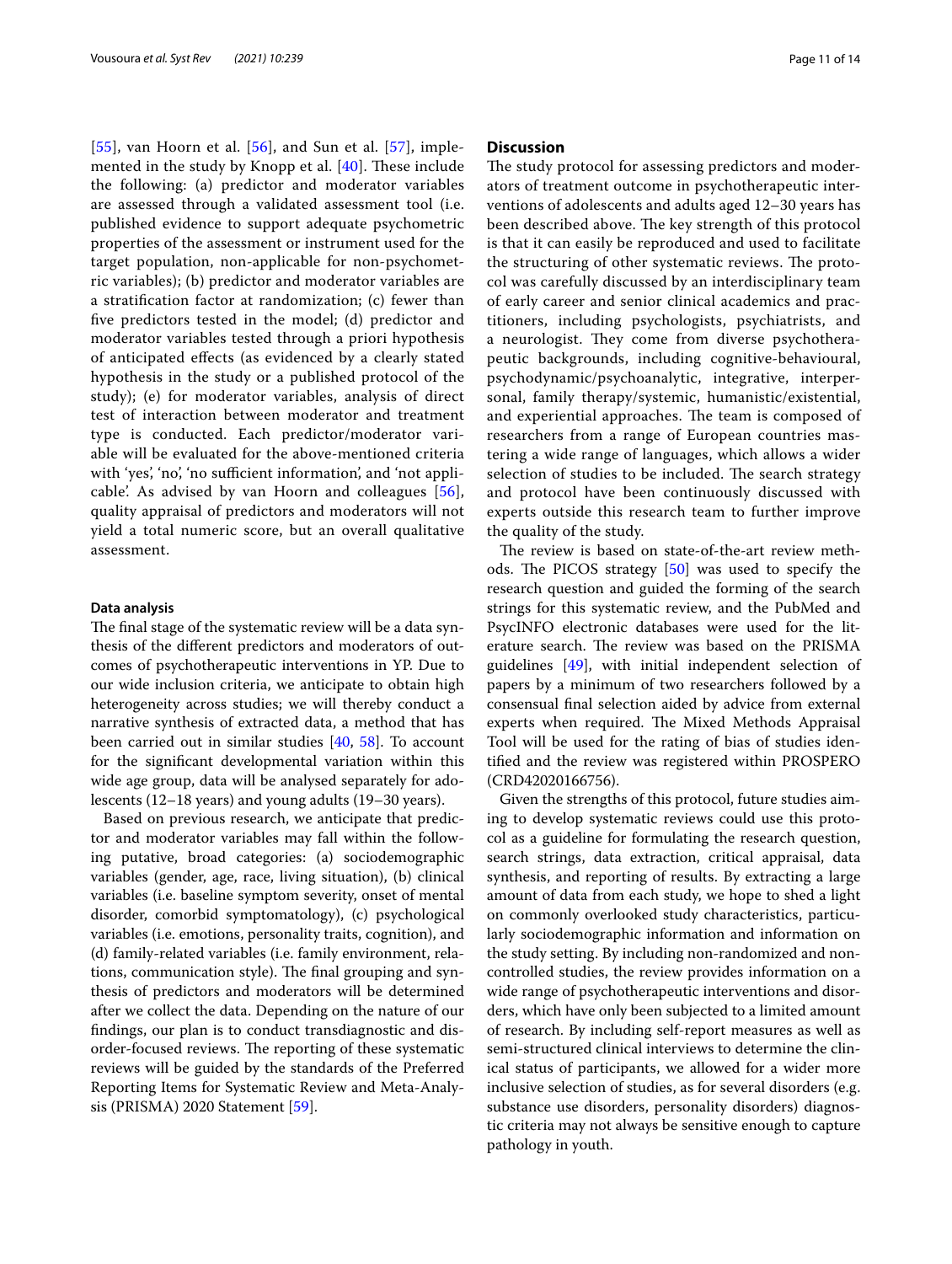[55], van Hoorn et al. [56], and Sun et al. [57], implemented in the study by Knopp et al. [40]. These include the following: (a) predictor and moderator variables are assessed through a validated assessment tool (i.e. published evidence to support adequate psychometric properties of the assessment or instrument used for the target population, non-applicable for non-psychometric variables); (b) predictor and moderator variables are a stratification factor at randomization; (c) fewer than five predictors tested in the model; (d) predictor and moderator variables tested through a priori hypothesis of anticipated effects (as evidenced by a clearly stated hypothesis in the study or a published protocol of the study); (e) for moderator variables, analysis of direct test of interaction between moderator and treatment type is conducted. Each predictor/moderator variable will be evaluated for the above-mentioned criteria with 'yes', 'no', 'no sufficient information', and 'not applicable'. As advised by van Hoorn and colleagues [56], quality appraisal of predictors and moderators will not yield a total numeric score, but an overall qualitative assessment.

#### Data analysis

The final stage of the systematic review will be a data synthesis of the different predictors and moderators of outcomes of psychotherapeutic interventions in YP. Due to our wide inclusion criteria, we anticipate to obtain high heterogeneity across studies; we will thereby conduct a narrative synthesis of extracted data, a method that has been carried out in similar studies [40, 58]. To account for the significant developmental variation within this wide age group, data will be analysed separately for adolescents (12–18 years) and young adults (19–30 years).

Based on previous research, we anticipate that predictor and moderator variables may fall within the following putative, broad categories: (a) sociodemographic variables (gender, age, race, living situation), (b) clinical variables (i.e. baseline symptom severity, onset of mental disorder, comorbid symptomatology), (c) psychological variables (i.e. emotions, personality traits, cognition), and (d) family-related variables (i.e. family environment, relations, communication style). The final grouping and synthesis of predictors and moderators will be determined after we collect the data. Depending on the nature of our findings, our plan is to conduct transdiagnostic and disorder-focused reviews. The reporting of these systematic reviews will be guided by the standards of the Preferred Reporting Items for Systematic Review and Meta-Analysis (PRISMA) 2020 Statement [59].

## Discussion

The study protocol for assessing predictors and moderators of treatment outcome in psychotherapeutic interventions of adolescents and adults aged 12–30 years has been described above. The key strength of this protocol is that it can easily be reproduced and used to facilitate the structuring of other systematic reviews. The protocol was carefully discussed by an interdisciplinary team of early career and senior clinical academics and practitioners, including psychologists, psychiatrists, and a neurologist. They come from diverse psychotherapeutic backgrounds, including cognitive-behavioural, psychodynamic/psychoanalytic, integrative, interpersonal, family therapy/systemic, humanistic/existential, and experiential approaches. The team is composed of researchers from a range of European countries mastering a wide range of languages, which allows a wider selection of studies to be included. The search strategy and protocol have been continuously discussed with experts outside this research team to further improve the quality of the study.

The review is based on state-of-the-art review methods. The PICOS strategy [50] was used to specify the research question and guided the forming of the search strings for this systematic review, and the PubMed and PsycINFO electronic databases were used for the literature search. The review was based on the PRISMA guidelines [49], with initial independent selection of papers by a minimum of two researchers followed by a consensual final selection aided by advice from external experts when required. The Mixed Methods Appraisal Tool will be used for the rating of bias of studies identified and the review was registered within PROSPERO (CRD42020166756).

Given the strengths of this protocol, future studies aiming to develop systematic reviews could use this protocol as a guideline for formulating the research question, search strings, data extraction, critical appraisal, data synthesis, and reporting of results. By extracting a large amount of data from each study, we hope to shed a light on commonly overlooked study characteristics, particularly sociodemographic information and information on the study setting. By including non-randomized and non-controlled studies, the review provides information on a wide range of psychotherapeutic interventions and disorders, which have only been subjected to a limited amount of research. By including self-report measures as well as semi-structured clinical interviews to determine the clinical status of participants, we allowed for a wider more inclusive selection of studies, as for several disorders (e.g. substance use disorders, personality disorders) diagnostic criteria may not always be sensitive enough to capture pathology in youth.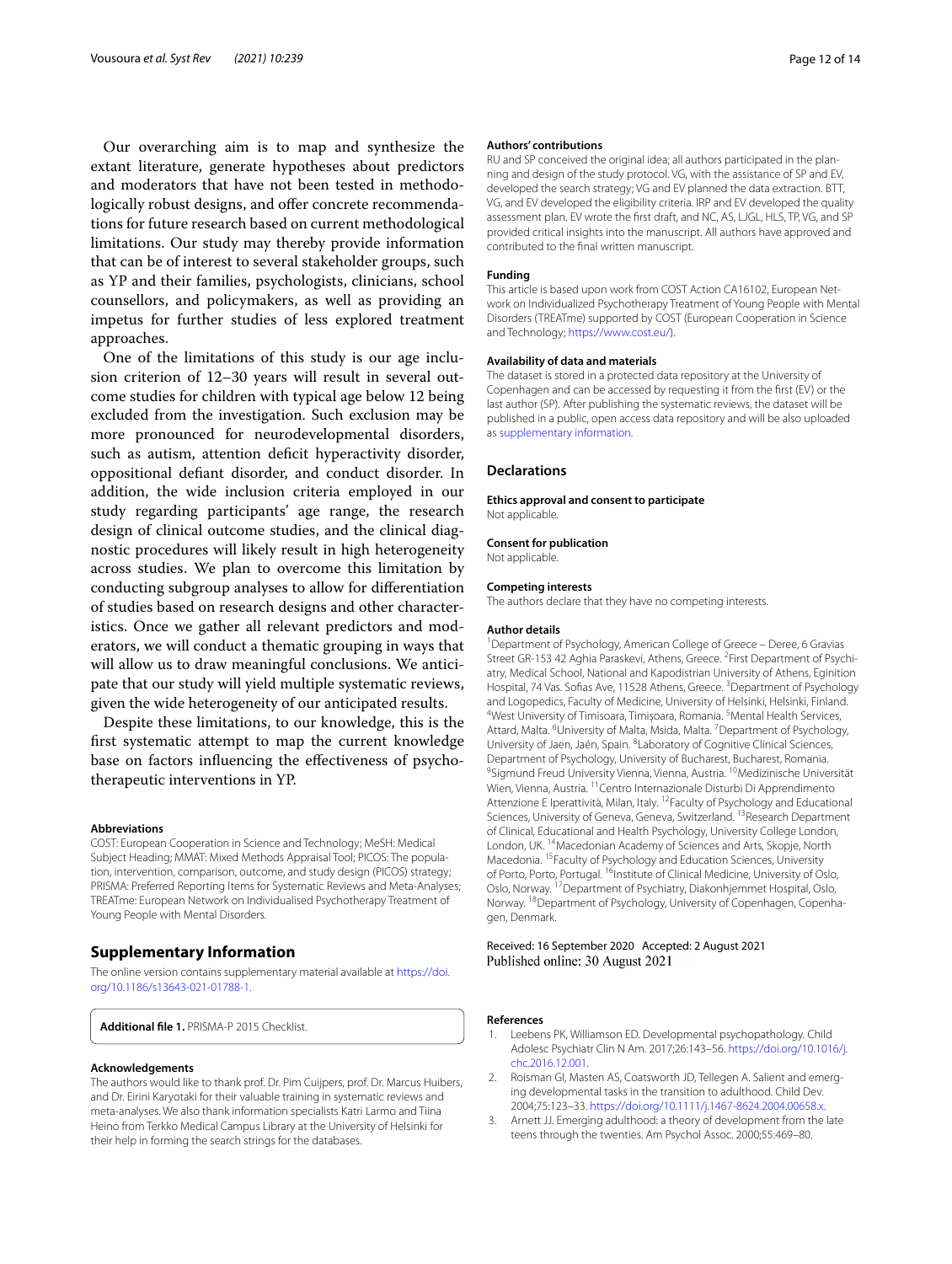Our overarching aim is to map and synthesize the extant literature, generate hypotheses about predictors and moderators that have not been tested in methodologically robust designs, and offer concrete recommendations for future research based on current methodological limitations. Our study may thereby provide information that can be of interest to several stakeholder groups, such as YP and their families, psychologists, clinicians, school counsellors, and policymakers, as well as providing an impetus for further studies of less explored treatment approaches.

One of the limitations of this study is our age inclusion criterion of 12–30 years will result in several outcome studies for children with typical age below 12 being excluded from the investigation. Such exclusion may be more pronounced for neurodevelopmental disorders, such as autism, attention deficit hyperactivity disorder, oppositional defiant disorder, and conduct disorder. In addition, the wide inclusion criteria employed in our study regarding participants' age range, the research design of clinical outcome studies, and the clinical diagnostic procedures will likely result in high heterogeneity across studies. We plan to overcome this limitation by conducting subgroup analyses to allow for differentiation of studies based on research designs and other characteristics. Once we gather all relevant predictors and moderators, we will conduct a thematic grouping in ways that will allow us to draw meaningful conclusions. We anticipate that our study will yield multiple systematic reviews, given the wide heterogeneity of our anticipated results.

Despite these limitations, to our knowledge, this is the first systematic attempt to map the current knowledge base on factors influencing the effectiveness of psychotherapeutic interventions in YP.

#### Abbreviations

COST: European Cooperation in Science and Technology; MeSH: Medical Subject Heading; MMAT: Mixed Methods Appraisal Tool; PICOS: The population, intervention, comparison, outcome, and study design (PICOS) strategy; PRISMA: Preferred Reporting Items for Systematic Reviews and Meta-Analyses; TREATme: European Network on Individualised Psychotherapy Treatment of Young People with Mental Disorders.

## Supplementary Information

The online version contains supplementary material available at https://doi.org/10.1186/s13643-021-01788-1.

**Additional file 1.** PRISMA-P 2015 Checklist.

#### Acknowledgements

The authors would like to thank prof. Dr. Pim Cuijpers, prof. Dr. Marcus Huibers, and Dr. Eirini Karyotaki for their valuable training in systematic reviews and meta-analyses. We also thank information specialists Katri Larmo and Tiina Heino from Terkko Medical Campus Library at the University of Helsinki for their help in forming the search strings for the databases.

#### Authors' contributions

RU and SP conceived the original idea; all authors participated in the planning and design of the study protocol. VG, with the assistance of SP and EV, developed the search strategy; VG and EV planned the data extraction. BTT, VG, and EV developed the eligibility criteria. IRP and EV developed the quality assessment plan. EV wrote the first draft, and NC, AS, LJGL, HLS, TP, VG, and SP provided critical insights into the manuscript. All authors have approved and contributed to the final written manuscript.

#### Funding

This article is based upon work from COST Action CA16102, European Network on Individualized Psychotherapy Treatment of Young People with Mental Disorders (TREATme) supported by COST (European Cooperation in Science and Technology; https://www.cost.eu/).

#### Availability of data and materials

The dataset is stored in a protected data repository at the University of Copenhagen and can be accessed by requesting it from the first (EV) or the last author (SP). After publishing the systematic reviews, the dataset will be published in a public, open access data repository and will be also uploaded as supplementary information.

## Declarations

#### Ethics approval and consent to participate

Not applicable.

#### Consent for publication

Not applicable.

#### Competing interests

The authors declare that they have no competing interests.

#### Author details

[1]Department of Psychology, American College of Greece – Deree, 6 Gravias Street GR-153 42 Aghia Paraskevi, Athens, Greece. [2]First Department of Psychiatry, Medical School, National and Kapodistrian University of Athens, Eginition Hospital, 74 Vas. Sofias Ave, 11528 Athens, Greece. [3]Department of Psychology and Logopedics, Faculty of Medicine, University of Helsinki, Helsinki, Finland. [4]West University of Timisoara, Timișoara, Romania. [5]Mental Health Services, Attard, Malta. [6]University of Malta, Msida, Malta. [7]Department of Psychology, University of Jaen, Jaén, Spain. [8]Laboratory of Cognitive Clinical Sciences, Department of Psychology, University of Bucharest, Bucharest, Romania. [9]Sigmund Freud University Vienna, Vienna, Austria. [10]Medizinische Universität Wien, Vienna, Austria. [11]Centro Internazionale Disturbi Di Apprendimento Attenzione E Iperattività, Milan, Italy. [12]Faculty of Psychology and Educational Sciences, University of Geneva, Geneva, Switzerland. [13]Research Department of Clinical, Educational and Health Psychology, University College London, London, UK. [14]Macedonian Academy of Sciences and Arts, Skopje, North Macedonia. [15]Faculty of Psychology and Education Sciences, University of Porto, Porto, Portugal. [16]Institute of Clinical Medicine, University of Oslo, Oslo, Norway. [17]Department of Psychiatry, Diakonhjemmet Hospital, Oslo, Norway. [18]Department of Psychology, University of Copenhagen, Copenhagen, Denmark.

Received: 16 September 2020 Accepted: 2 August 2021
Published online: 30 August 2021

#### References

1. Leebens PK, Williamson ED. Developmental psychopathology. Child Adolesc Psychiatr Clin N Am. 2017;26:143–56. https://doi.org/10.1016/j.chc.2016.12.001.
2. Roisman GI, Masten AS, Coatsworth JD, Tellegen A. Salient and emerging developmental tasks in the transition to adulthood. Child Dev. 2004;75:123–33. https://doi.org/10.1111/j.1467-8624.2004.00658.x.
3. Arnett JJ. Emerging adulthood: a theory of development from the late teens through the twenties. Am Psychol Assoc. 2000;55:469–80.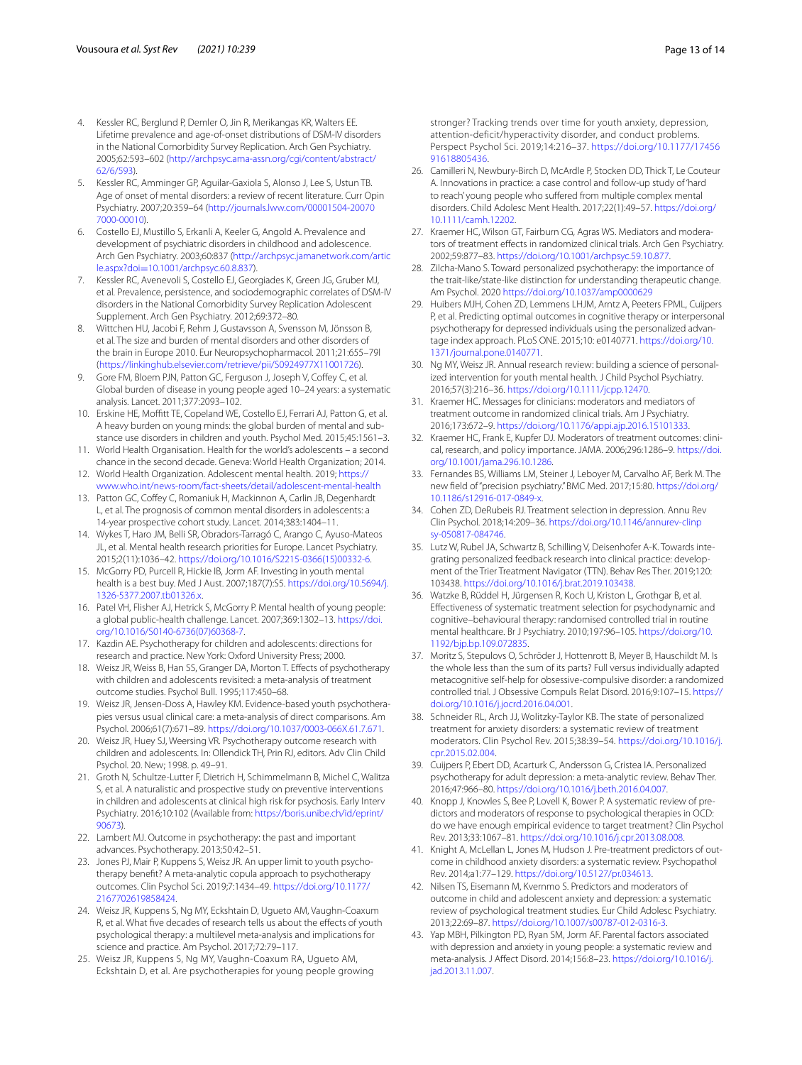4. Kessler RC, Berglund P, Demler O, Jin R, Merikangas KR, Walters EE. Lifetime prevalence and age-of-onset distributions of DSM-IV disorders in the National Comorbidity Survey Replication. Arch Gen Psychiatry. 2005;62:593–602 (http://archpsyc.ama-assn.org/cgi/content/abstract/62/6/593).
5. Kessler RC, Amminger GP, Aguilar-Gaxiola S, Alonso J, Lee S, Ustun TB. Age of onset of mental disorders: a review of recent literature. Curr Opin Psychiatry. 2007;20:359–64 (http://journals.lww.com/00001504-200707000-00010).
6. Costello EJ, Mustillo S, Erkanli A, Keeler G, Angold A. Prevalence and development of psychiatric disorders in childhood and adolescence. Arch Gen Psychiatry. 2003;60:837 (http://archpsyc.jamanetwork.com/article.aspx?doi=10.1001/archpsyc.60.8.837).
7. Kessler RC, Avenevoli S, Costello EJ, Georgiades K, Green JG, Gruber MJ, et al. Prevalence, persistence, and sociodemographic correlates of DSM-IV disorders in the National Comorbidity Survey Replication Adolescent Supplement. Arch Gen Psychiatry. 2012;69:372–80.
8. Wittchen HU, Jacobi F, Rehm J, Gustavsson A, Svensson M, Jönsson B, et al. The size and burden of mental disorders and other disorders of the brain in Europe 2010. Eur Neuropsychopharmacol. 2011;21:655–79l (https://linkinghub.elsevier.com/retrieve/pii/S0924977X11001726).
9. Gore FM, Bloem PJN, Patton GC, Ferguson J, Joseph V, Coffey C, et al. Global burden of disease in young people aged 10–24 years: a systematic analysis. Lancet. 2011;377:2093–102.
10. Erskine HE, Moffitt TE, Copeland WE, Costello EJ, Ferrari AJ, Patton G, et al. A heavy burden on young minds: the global burden of mental and substance use disorders in children and youth. Psychol Med. 2015;45:1561–3.
11. World Health Organisation. Health for the world's adolescents – a second chance in the second decade. Geneva: World Health Organization; 2014.
12. World Health Organization. Adolescent mental health. 2019; https://www.who.int/news-room/fact-sheets/detail/adolescent-mental-health
13. Patton GC, Coffey C, Romaniuk H, Mackinnon A, Carlin JB, Degenhardt L, et al. The prognosis of common mental disorders in adolescents: a 14-year prospective cohort study. Lancet. 2014;383:1404–11.
14. Wykes T, Haro JM, Belli SR, Obradors-Tarragó C, Arango C, Ayuso-Mateos JL, et al. Mental health research priorities for Europe. Lancet Psychiatry. 2015;2(11):1036–42. https://doi.org/10.1016/S2215-0366(15)00332-6.
15. McGorry PD, Purcell R, Hickie IB, Jorm AF. Investing in youth mental health is a best buy. Med J Aust. 2007;187(7):S5. https://doi.org/10.5694/j.1326-5377.2007.tb01326.x.
16. Patel VH, Flisher AJ, Hetrick S, McGorry P. Mental health of young people: a global public-health challenge. Lancet. 2007;369:1302–13. https://doi.org/10.1016/S0140-6736(07)60368-7.
17. Kazdin AE. Psychotherapy for children and adolescents: directions for research and practice. New York: Oxford University Press; 2000.
18. Weisz JR, Weiss B, Han SS, Granger DA, Morton T. Effects of psychotherapy with children and adolescents revisited: a meta-analysis of treatment outcome studies. Psychol Bull. 1995;117:450–68.
19. Weisz JR, Jensen-Doss A, Hawley KM. Evidence-based youth psychotherapies versus usual clinical care: a meta-analysis of direct comparisons. Am Psychol. 2006;61(7):671–89. https://doi.org/10.1037/0003-066X.61.7.671.
20. Weisz JR, Huey SJ, Weersing VR. Psychotherapy outcome research with children and adolescents. In: Ollendick TH, Prin RJ, editors. Adv Clin Child Psychol. 20. New; 1998. p. 49–91.
21. Groth N, Schultze-Lutter F, Dietrich H, Schimmelmann B, Michel C, Walitza S, et al. A naturalistic and prospective study on preventive interventions in children and adolescents at clinical high risk for psychosis. Early Interv Psychiatry. 2016;10:102 (Available from: https://boris.unibe.ch/id/eprint/90673).
22. Lambert MJ. Outcome in psychotherapy: the past and important advances. Psychotherapy. 2013;50:42–51.
23. Jones PJ, Mair P, Kuppens S, Weisz JR. An upper limit to youth psychotherapy benefit? A meta-analytic copula approach to psychotherapy outcomes. Clin Psychol Sci. 2019;7:1434–49. https://doi.org/10.1177/2167702619858424.
24. Weisz JR, Kuppens S, Ng MY, Eckshtain D, Ugueto AM, Vaughn-Coaxum R, et al. What five decades of research tells us about the effects of youth psychological therapy: a multilevel meta-analysis and implications for science and practice. Am Psychol. 2017;72:79–117.
25. Weisz JR, Kuppens S, Ng MY, Vaughn-Coaxum RA, Ugueto AM, Eckshtain D, et al. Are psychotherapies for young people growing stronger? Tracking trends over time for youth anxiety, depression, attention-deficit/hyperactivity disorder, and conduct problems. Perspect Psychol Sci. 2019;14:216–37. https://doi.org/10.1177/1745691618805436.
26. Camilleri N, Newbury-Birch D, McArdle P, Stocken DD, Thick T, Le Couteur A. Innovations in practice: a case control and follow-up study of 'hard to reach' young people who suffered from multiple complex mental disorders. Child Adolesc Ment Health. 2017;22(1):49–57. https://doi.org/10.1111/camh.12202.
27. Kraemer HC, Wilson GT, Fairburn CG, Agras WS. Mediators and moderators of treatment effects in randomized clinical trials. Arch Gen Psychiatry. 2002;59:877–83. https://doi.org/10.1001/archpsyc.59.10.877.
28. Zilcha-Mano S. Toward personalized psychotherapy: the importance of the trait-like/state-like distinction for understanding therapeutic change. Am Psychol. 2020 https://doi.org/10.1037/amp0000629
29. Huibers MJH, Cohen ZD, Lemmens LHJM, Arntz A, Peeters FPML, Cuijpers P, et al. Predicting optimal outcomes in cognitive therapy or interpersonal psychotherapy for depressed individuals using the personalized advantage index approach. PLoS ONE. 2015;10: e0140771. https://doi.org/10.1371/journal.pone.0140771.
30. Ng MY, Weisz JR. Annual research review: building a science of personalized intervention for youth mental health. J Child Psychol Psychiatry. 2016;57(3):216–36. https://doi.org/10.1111/jcpp.12470.
31. Kraemer HC. Messages for clinicians: moderators and mediators of treatment outcome in randomized clinical trials. Am J Psychiatry. 2016;173:672–9. https://doi.org/10.1176/appi.ajp.2016.15101333.
32. Kraemer HC, Frank E, Kupfer DJ. Moderators of treatment outcomes: clinical, research, and policy importance. JAMA. 2006;296:1286–9. https://doi.org/10.1001/jama.296.10.1286.
33. Fernandes BS, Williams LM, Steiner J, Leboyer M, Carvalho AF, Berk M. The new field of "precision psychiatry." BMC Med. 2017;15:80. https://doi.org/10.1186/s12916-017-0849-x.
34. Cohen ZD, DeRubeis RJ. Treatment selection in depression. Annu Rev Clin Psychol. 2018;14:209–36. https://doi.org/10.1146/annurev-clinpsy-050817-084746.
35. Lutz W, Rubel JA, Schwartz B, Schilling V, Deisenhofer A-K. Towards integrating personalized feedback research into clinical practice: development of the Trier Treatment Navigator (TTN). Behav Res Ther. 2019;120: 103438. https://doi.org/10.1016/j.brat.2019.103438.
36. Watzke B, Rüddel H, Jürgensen R, Koch U, Kriston L, Grothgar B, et al. Effectiveness of systematic treatment selection for psychodynamic and cognitive–behavioural therapy: randomised controlled trial in routine mental healthcare. Br J Psychiatry. 2010;197:96–105. https://doi.org/10.1192/bjp.bp.109.072835.
37. Moritz S, Stepulovs O, Schröder J, Hottenrott B, Meyer B, Hauschildt M. Is the whole less than the sum of its parts? Full versus individually adapted metacognitive self-help for obsessive-compulsive disorder: a randomized controlled trial. J Obsessive Compuls Relat Disord. 2016;9:107–15. https://doi.org/10.1016/j.jocrd.2016.04.001.
38. Schneider RL, Arch JJ, Wolitzky-Taylor KB. The state of personalized treatment for anxiety disorders: a systematic review of treatment moderators. Clin Psychol Rev. 2015;38:39–54. https://doi.org/10.1016/j.cpr.2015.02.004.
39. Cuijpers P, Ebert DD, Acarturk C, Andersson G, Cristea IA. Personalized psychotherapy for adult depression: a meta-analytic review. Behav Ther. 2016;47:966–80. https://doi.org/10.1016/j.beth.2016.04.007.
40. Knopp J, Knowles S, Bee P, Lovell K, Bower P. A systematic review of predictors and moderators of response to psychological therapies in OCD: do we have enough empirical evidence to target treatment? Clin Psychol Rev. 2013;33:1067–81. https://doi.org/10.1016/j.cpr.2013.08.008.
41. Knight A, McLellan L, Jones M, Hudson J. Pre-treatment predictors of outcome in childhood anxiety disorders: a systematic review. Psychopathol Rev. 2014;a1:77–129. https://doi.org/10.5127/pr.034613.
42. Nilsen TS, Eisemann M, Kvernmo S. Predictors and moderators of outcome in child and adolescent anxiety and depression: a systematic review of psychological treatment studies. Eur Child Adolesc Psychiatry. 2013;22:69–87. https://doi.org/10.1007/s00787-012-0316-3.
43. Yap MBH, Pilkington PD, Ryan SM, Jorm AF. Parental factors associated with depression and anxiety in young people: a systematic review and meta-analysis. J Affect Disord. 2014;156:8–23. https://doi.org/10.1016/j.jad.2013.11.007.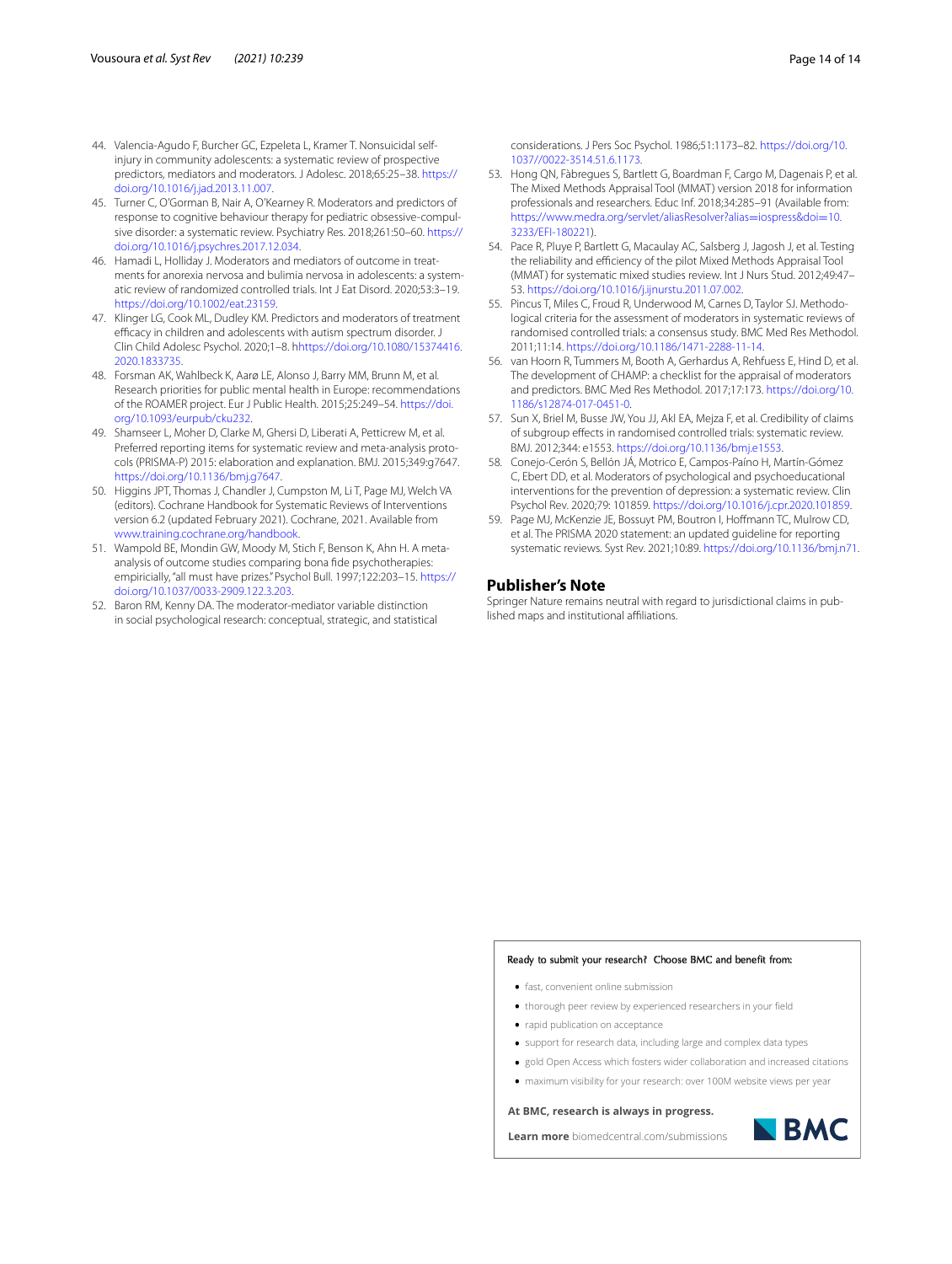44. Valencia-Agudo F, Burcher GC, Ezpeleta L, Kramer T. Nonsuicidal self-injury in community adolescents: a systematic review of prospective predictors, mediators and moderators. J Adolesc. 2018;65:25–38. https://doi.org/10.1016/j.jad.2013.11.007.
45. Turner C, O'Gorman B, Nair A, O'Kearney R. Moderators and predictors of response to cognitive behaviour therapy for pediatric obsessive-compulsive disorder: a systematic review. Psychiatry Res. 2018;261:50–60. https://doi.org/10.1016/j.psychres.2017.12.034.
46. Hamadi L, Holliday J. Moderators and mediators of outcome in treatments for anorexia nervosa and bulimia nervosa in adolescents: a systematic review of randomized controlled trials. Int J Eat Disord. 2020;53:3–19. https://doi.org/10.1002/eat.23159.
47. Klinger LG, Cook ML, Dudley KM. Predictors and moderators of treatment efficacy in children and adolescents with autism spectrum disorder. J Clin Child Adolesc Psychol. 2020;1–8. hhttps://doi.org/10.1080/15374416.2020.1833735.
48. Forsman AK, Wahlbeck K, Aarø LE, Alonso J, Barry MM, Brunn M, et al. Research priorities for public mental health in Europe: recommendations of the ROAMER project. Eur J Public Health. 2015;25:249–54. https://doi.org/10.1093/eurpub/cku232.
49. Shamseer L, Moher D, Clarke M, Ghersi D, Liberati A, Petticrew M, et al. Preferred reporting items for systematic review and meta-analysis protocols (PRISMA-P) 2015: elaboration and explanation. BMJ. 2015;349:g7647. https://doi.org/10.1136/bmj.g7647.
50. Higgins JPT, Thomas J, Chandler J, Cumpston M, Li T, Page MJ, Welch VA (editors). Cochrane Handbook for Systematic Reviews of Interventions version 6.2 (updated February 2021). Cochrane, 2021. Available from www.training.cochrane.org/handbook.
51. Wampold BE, Mondin GW, Moody M, Stich F, Benson K, Ahn H. A meta-analysis of outcome studies comparing bona fide psychotherapies: empiricially, "all must have prizes." Psychol Bull. 1997;122:203–15. https://doi.org/10.1037/0033-2909.122.3.203.
52. Baron RM, Kenny DA. The moderator-mediator variable distinction in social psychological research: conceptual, strategic, and statistical considerations. J Pers Soc Psychol. 1986;51:1173–82. https://doi.org/10.1037//0022-3514.51.6.1173.
53. Hong QN, Fàbregues S, Bartlett G, Boardman F, Cargo M, Dagenais P, et al. The Mixed Methods Appraisal Tool (MMAT) version 2018 for information professionals and researchers. Educ Inf. 2018;34:285–91 (Available from: https://www.medra.org/servlet/aliasResolver?alias=iospress&doi=10.3233/EFI-180221).
54. Pace R, Pluye P, Bartlett G, Macaulay AC, Salsberg J, Jagosh J, et al. Testing the reliability and efficiency of the pilot Mixed Methods Appraisal Tool (MMAT) for systematic mixed studies review. Int J Nurs Stud. 2012;49:47–53. https://doi.org/10.1016/j.ijnurstu.2011.07.002.
55. Pincus T, Miles C, Froud R, Underwood M, Carnes D, Taylor SJ. Methodological criteria for the assessment of moderators in systematic reviews of randomised controlled trials: a consensus study. BMC Med Res Methodol. 2011;11:14. https://doi.org/10.1186/1471-2288-11-14.
56. van Hoorn R, Tummers M, Booth A, Gerhardus A, Rehfuess E, Hind D, et al. The development of CHAMP: a checklist for the appraisal of moderators and predictors. BMC Med Res Methodol. 2017;17:173. https://doi.org/10.1186/s12874-017-0451-0.
57. Sun X, Briel M, Busse JW, You JJ, Akl EA, Mejza F, et al. Credibility of claims of subgroup effects in randomised controlled trials: systematic review. BMJ. 2012;344: e1553. https://doi.org/10.1136/bmj.e1553.
58. Conejo-Cerón S, Bellón JÁ, Motrico E, Campos-Paíno H, Martín-Gómez C, Ebert DD, et al. Moderators of psychological and psychoeducational interventions for the prevention of depression: a systematic review. Clin Psychol Rev. 2020;79: 101859. https://doi.org/10.1016/j.cpr.2020.101859.
59. Page MJ, McKenzie JE, Bossuyt PM, Boutron I, Hoffmann TC, Mulrow CD, et al. The PRISMA 2020 statement: an updated guideline for reporting systematic reviews. Syst Rev. 2021;10:89. https://doi.org/10.1136/bmj.n71.

## Publisher's Note

Springer Nature remains neutral with regard to jurisdictional claims in published maps and institutional affiliations.

Ready to submit your research? Choose BMC and benefit from:

- fast, convenient online submission
- thorough peer review by experienced researchers in your field
- rapid publication on acceptance
- support for research data, including large and complex data types
- gold Open Access which fosters wider collaboration and increased citations
- maximum visibility for your research: over 100M website views per year

**At BMC, research is always in progress.**

**Learn more** biomedcentral.com/submissions

BMC